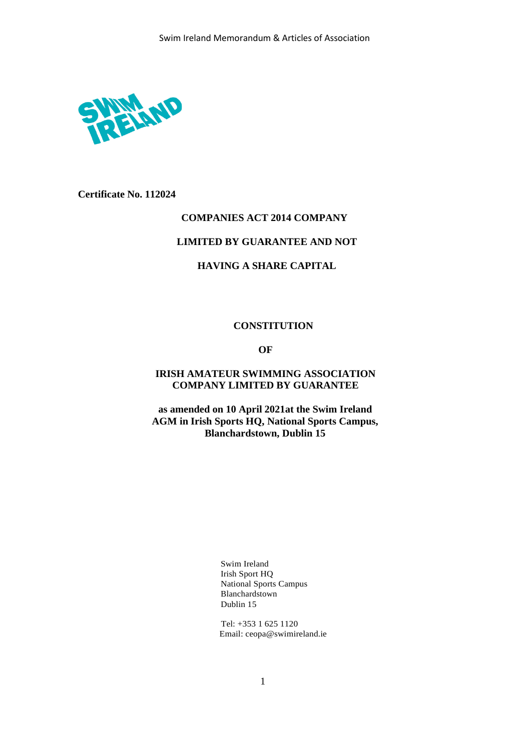**Certificate No. 112024**

**COMPANIES ACT 2014 COMPANY**

**LIMITED BY GUARANTEE AND NOT**

**HAVING A SHARE CAPITAL**

# CONSTITUTION

# OF

# IRISH AMATEUR SWIMMING ASSOCIATION COMPANY LIMITED BY GUARANTEE

**as amended on 10 April 2021at the Swim Ireland AGM in Irish Sports HQ, National Sports Campus, Blanchardstown, Dublin 15**

Swim Ireland
Irish Sport HQ
National Sports Campus
Blanchardstown
Dublin 15

Tel: +353 1 625 1120
Email: ceopa@swimireland.ie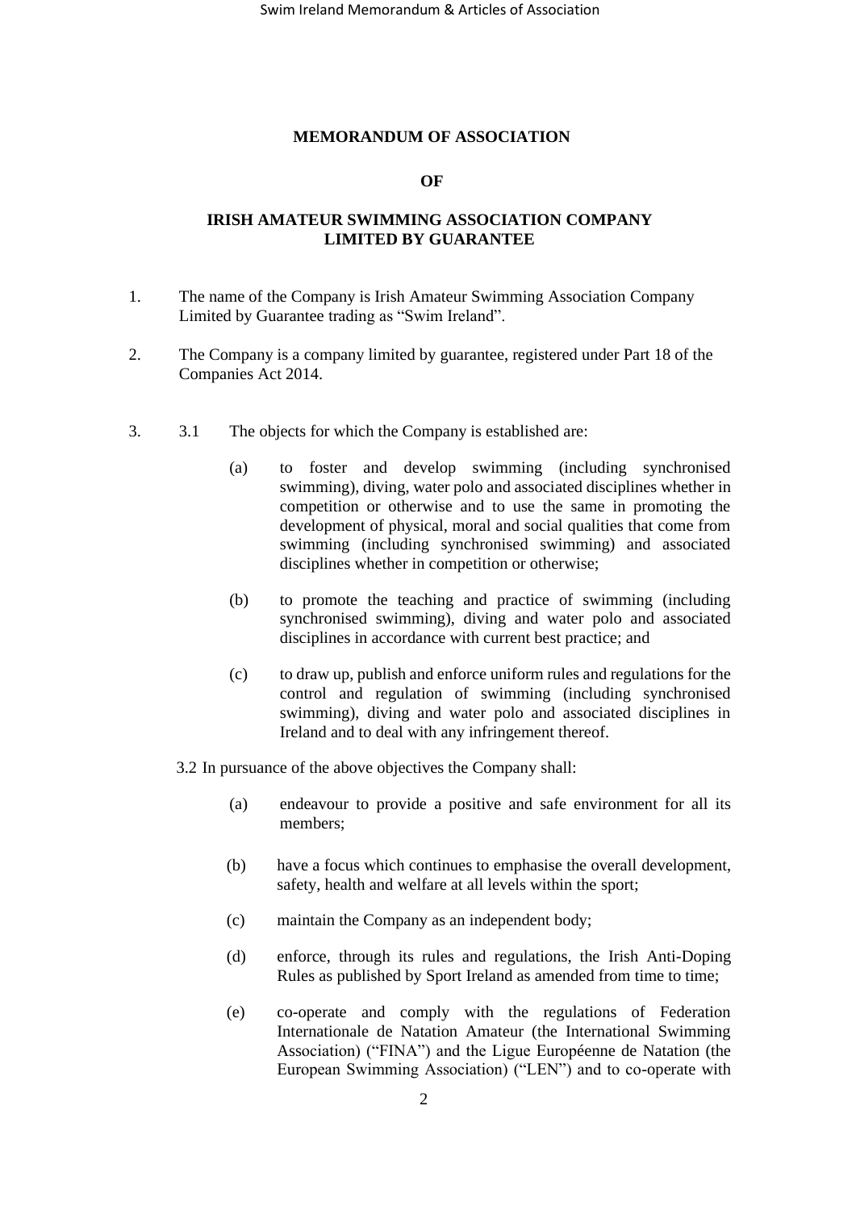**MEMORANDUM OF ASSOCIATION**

**OF**

**IRISH AMATEUR SWIMMING ASSOCIATION COMPANY LIMITED BY GUARANTEE**

1. The name of the Company is Irish Amateur Swimming Association Company Limited by Guarantee trading as "Swim Ireland".

2. The Company is a company limited by guarantee, registered under Part 18 of the Companies Act 2014.

3. 3.1 The objects for which the Company is established are:

   (a) to foster and develop swimming (including synchronised swimming), diving, water polo and associated disciplines whether in competition or otherwise and to use the same in promoting the development of physical, moral and social qualities that come from swimming (including synchronised swimming) and associated disciplines whether in competition or otherwise;

   (b) to promote the teaching and practice of swimming (including synchronised swimming), diving and water polo and associated disciplines in accordance with current best practice; and

   (c) to draw up, publish and enforce uniform rules and regulations for the control and regulation of swimming (including synchronised swimming), diving and water polo and associated disciplines in Ireland and to deal with any infringement thereof.

   3.2 In pursuance of the above objectives the Company shall:

   (a) endeavour to provide a positive and safe environment for all its members;

   (b) have a focus which continues to emphasise the overall development, safety, health and welfare at all levels within the sport;

   (c) maintain the Company as an independent body;

   (d) enforce, through its rules and regulations, the Irish Anti-Doping Rules as published by Sport Ireland as amended from time to time;

   (e) co-operate and comply with the regulations of Federation Internationale de Natation Amateur (the International Swimming Association) ("FINA") and the Ligue Européenne de Natation (the European Swimming Association) ("LEN") and to co-operate with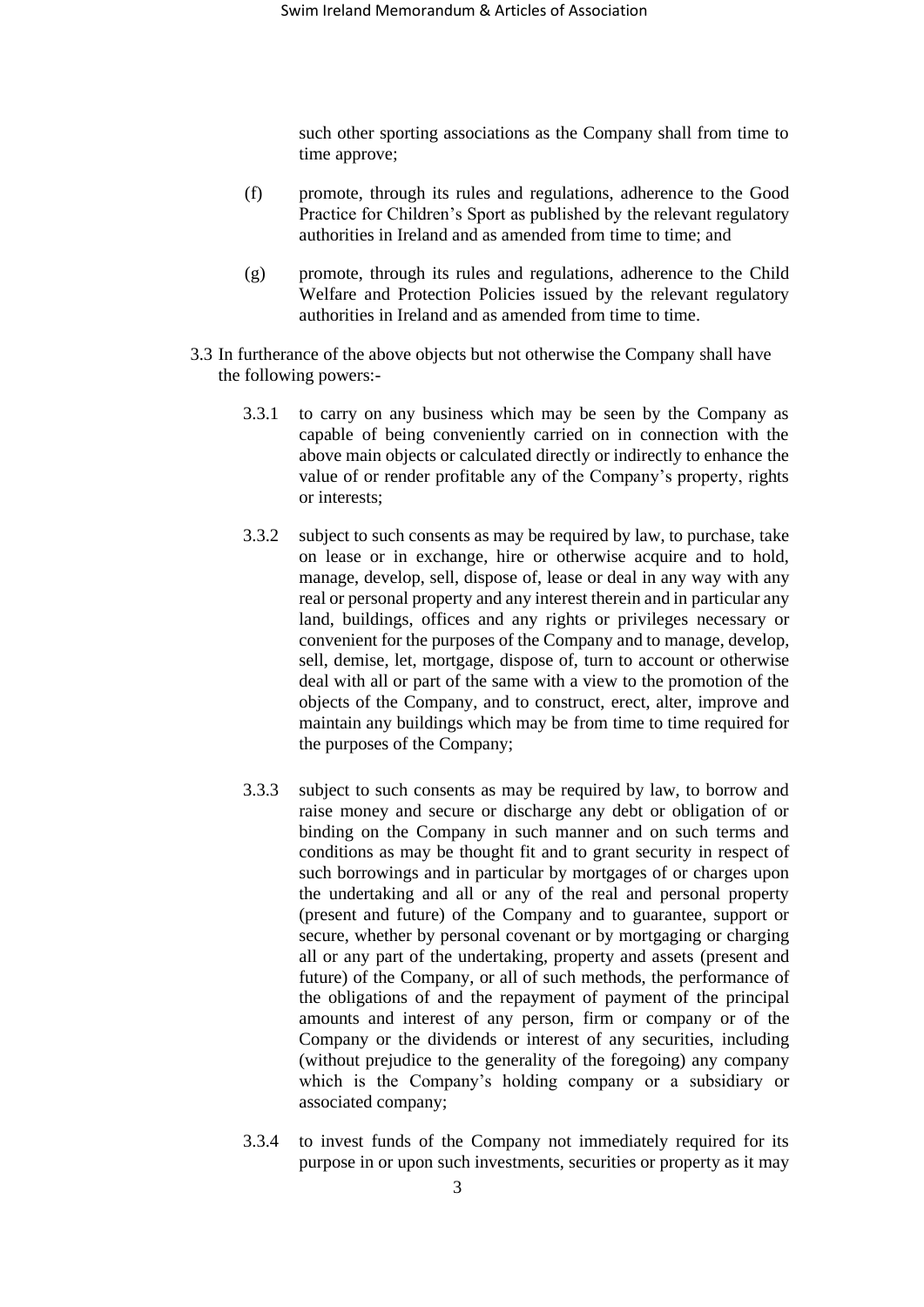such other sporting associations as the Company shall from time to time approve;

(f) promote, through its rules and regulations, adherence to the Good Practice for Children's Sport as published by the relevant regulatory authorities in Ireland and as amended from time to time; and

(g) promote, through its rules and regulations, adherence to the Child Welfare and Protection Policies issued by the relevant regulatory authorities in Ireland and as amended from time to time.

3.3 In furtherance of the above objects but not otherwise the Company shall have the following powers:-

3.3.1 to carry on any business which may be seen by the Company as capable of being conveniently carried on in connection with the above main objects or calculated directly or indirectly to enhance the value of or render profitable any of the Company's property, rights or interests;

3.3.2 subject to such consents as may be required by law, to purchase, take on lease or in exchange, hire or otherwise acquire and to hold, manage, develop, sell, dispose of, lease or deal in any way with any real or personal property and any interest therein and in particular any land, buildings, offices and any rights or privileges necessary or convenient for the purposes of the Company and to manage, develop, sell, demise, let, mortgage, dispose of, turn to account or otherwise deal with all or part of the same with a view to the promotion of the objects of the Company, and to construct, erect, alter, improve and maintain any buildings which may be from time to time required for the purposes of the Company;

3.3.3 subject to such consents as may be required by law, to borrow and raise money and secure or discharge any debt or obligation of or binding on the Company in such manner and on such terms and conditions as may be thought fit and to grant security in respect of such borrowings and in particular by mortgages of or charges upon the undertaking and all or any of the real and personal property (present and future) of the Company and to guarantee, support or secure, whether by personal covenant or by mortgaging or charging all or any part of the undertaking, property and assets (present and future) of the Company, or all of such methods, the performance of the obligations of and the repayment of payment of the principal amounts and interest of any person, firm or company or of the Company or the dividends or interest of any securities, including (without prejudice to the generality of the foregoing) any company which is the Company's holding company or a subsidiary or associated company;

3.3.4 to invest funds of the Company not immediately required for its purpose in or upon such investments, securities or property as it may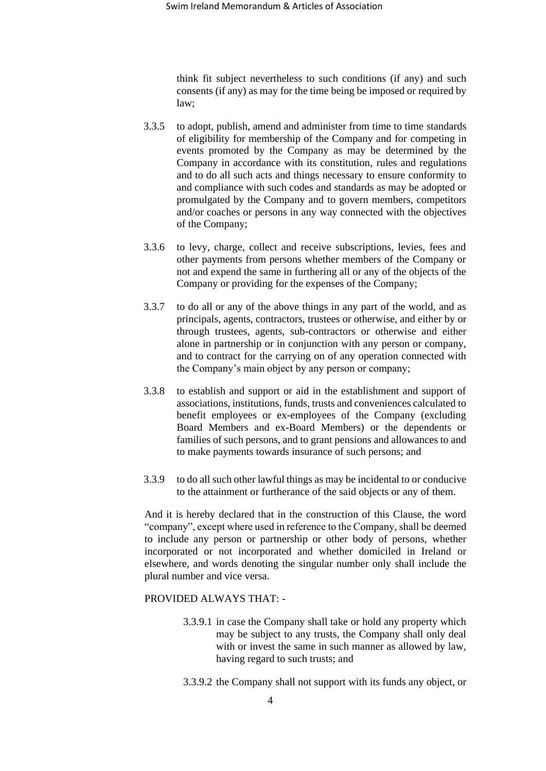think fit subject nevertheless to such conditions (if any) and such consents (if any) as may for the time being be imposed or required by law;

3.3.5 to adopt, publish, amend and administer from time to time standards of eligibility for membership of the Company and for competing in events promoted by the Company as may be determined by the Company in accordance with its constitution, rules and regulations and to do all such acts and things necessary to ensure conformity to and compliance with such codes and standards as may be adopted or promulgated by the Company and to govern members, competitors and/or coaches or persons in any way connected with the objectives of the Company;

3.3.6 to levy, charge, collect and receive subscriptions, levies, fees and other payments from persons whether members of the Company or not and expend the same in furthering all or any of the objects of the Company or providing for the expenses of the Company;

3.3.7 to do all or any of the above things in any part of the world, and as principals, agents, contractors, trustees or otherwise, and either by or through trustees, agents, sub-contractors or otherwise and either alone in partnership or in conjunction with any person or company, and to contract for the carrying on of any operation connected with the Company's main object by any person or company;

3.3.8 to establish and support or aid in the establishment and support of associations, institutions, funds, trusts and conveniences calculated to benefit employees or ex-employees of the Company (excluding Board Members and ex-Board Members) or the dependents or families of such persons, and to grant pensions and allowances to and to make payments towards insurance of such persons; and

3.3.9 to do all such other lawful things as may be incidental to or conducive to the attainment or furtherance of the said objects or any of them.

And it is hereby declared that in the construction of this Clause, the word "company", except where used in reference to the Company, shall be deemed to include any person or partnership or other body of persons, whether incorporated or not incorporated and whether domiciled in Ireland or elsewhere, and words denoting the singular number only shall include the plural number and vice versa.

PROVIDED ALWAYS THAT: -

3.3.9.1 in case the Company shall take or hold any property which may be subject to any trusts, the Company shall only deal with or invest the same in such manner as allowed by law, having regard to such trusts; and

3.3.9.2 the Company shall not support with its funds any object, or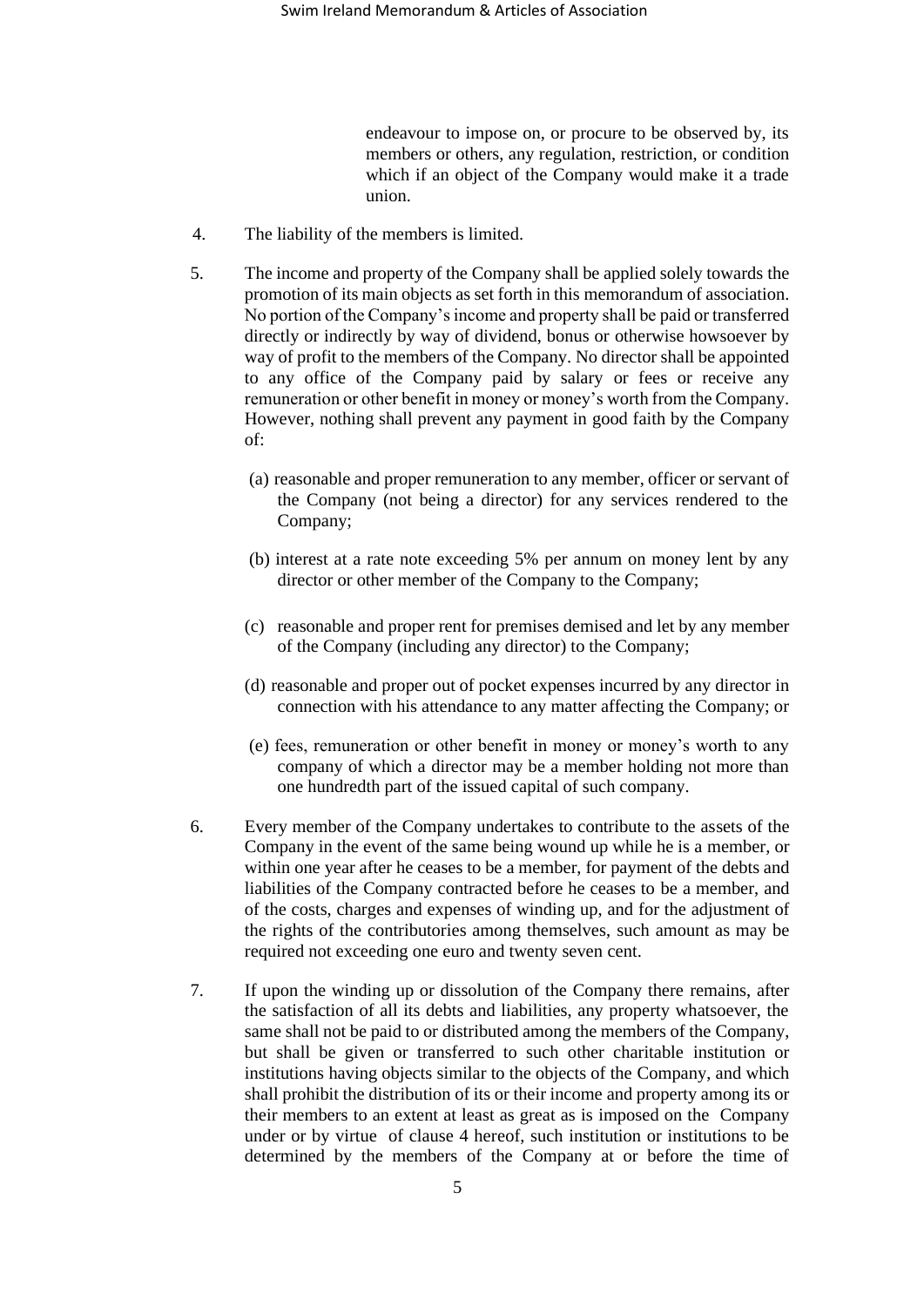endeavour to impose on, or procure to be observed by, its members or others, any regulation, restriction, or condition which if an object of the Company would make it a trade union.

4. The liability of the members is limited.

5. The income and property of the Company shall be applied solely towards the promotion of its main objects as set forth in this memorandum of association. No portion of the Company's income and property shall be paid or transferred directly or indirectly by way of dividend, bonus or otherwise howsoever by way of profit to the members of the Company. No director shall be appointed to any office of the Company paid by salary or fees or receive any remuneration or other benefit in money or money's worth from the Company. However, nothing shall prevent any payment in good faith by the Company of:

   (a) reasonable and proper remuneration to any member, officer or servant of the Company (not being a director) for any services rendered to the Company;

   (b) interest at a rate note exceeding 5% per annum on money lent by any director or other member of the Company to the Company;

   (c) reasonable and proper rent for premises demised and let by any member of the Company (including any director) to the Company;

   (d) reasonable and proper out of pocket expenses incurred by any director in connection with his attendance to any matter affecting the Company; or

   (e) fees, remuneration or other benefit in money or money's worth to any company of which a director may be a member holding not more than one hundredth part of the issued capital of such company.

6. Every member of the Company undertakes to contribute to the assets of the Company in the event of the same being wound up while he is a member, or within one year after he ceases to be a member, for payment of the debts and liabilities of the Company contracted before he ceases to be a member, and of the costs, charges and expenses of winding up, and for the adjustment of the rights of the contributories among themselves, such amount as may be required not exceeding one euro and twenty seven cent.

7. If upon the winding up or dissolution of the Company there remains, after the satisfaction of all its debts and liabilities, any property whatsoever, the same shall not be paid to or distributed among the members of the Company, but shall be given or transferred to such other charitable institution or institutions having objects similar to the objects of the Company, and which shall prohibit the distribution of its or their income and property among its or their members to an extent at least as great as is imposed on the Company under or by virtue of clause 4 hereof, such institution or institutions to be determined by the members of the Company at or before the time of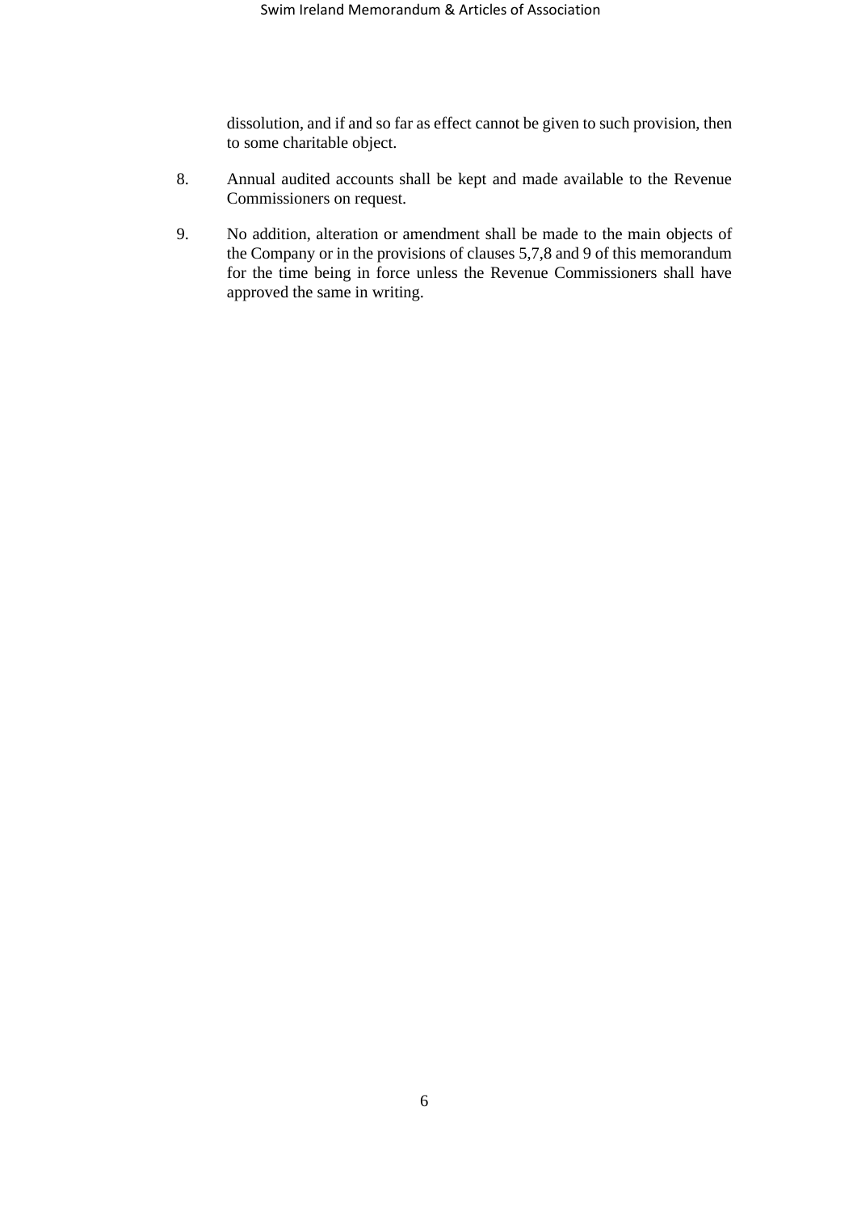dissolution, and if and so far as effect cannot be given to such provision, then to some charitable object.

8. Annual audited accounts shall be kept and made available to the Revenue Commissioners on request.

9. No addition, alteration or amendment shall be made to the main objects of the Company or in the provisions of clauses 5,7,8 and 9 of this memorandum for the time being in force unless the Revenue Commissioners shall have approved the same in writing.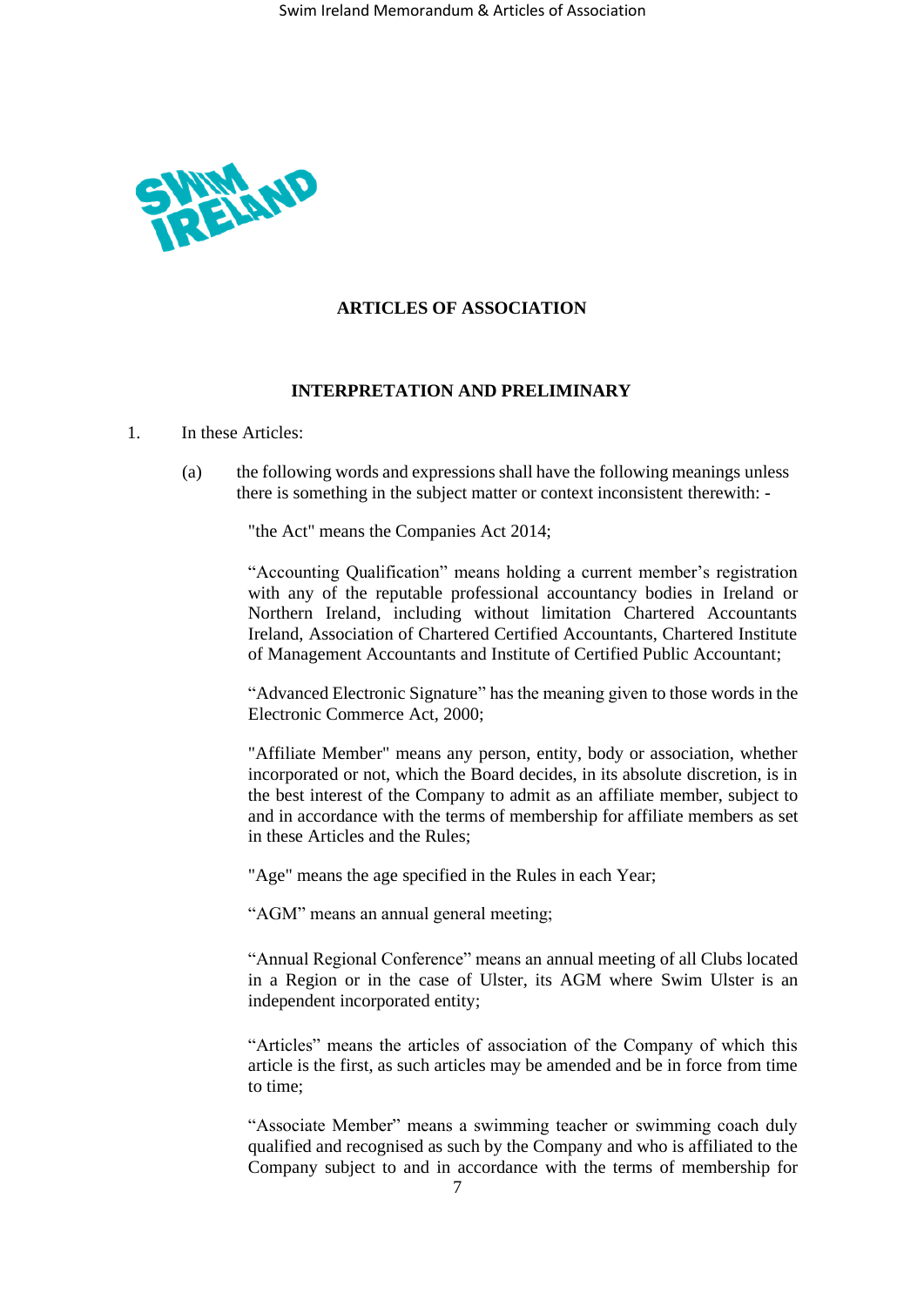## ARTICLES OF ASSOCIATION

### INTERPRETATION AND PRELIMINARY

1. In these Articles:

   (a) the following words and expressions shall have the following meanings unless there is something in the subject matter or context inconsistent therewith: -

   "the Act" means the Companies Act 2014;

   "Accounting Qualification" means holding a current member's registration with any of the reputable professional accountancy bodies in Ireland or Northern Ireland, including without limitation Chartered Accountants Ireland, Association of Chartered Certified Accountants, Chartered Institute of Management Accountants and Institute of Certified Public Accountant;

   "Advanced Electronic Signature" has the meaning given to those words in the Electronic Commerce Act, 2000;

   "Affiliate Member" means any person, entity, body or association, whether incorporated or not, which the Board decides, in its absolute discretion, is in the best interest of the Company to admit as an affiliate member, subject to and in accordance with the terms of membership for affiliate members as set in these Articles and the Rules;

   "Age" means the age specified in the Rules in each Year;

   "AGM" means an annual general meeting;

   "Annual Regional Conference" means an annual meeting of all Clubs located in a Region or in the case of Ulster, its AGM where Swim Ulster is an independent incorporated entity;

   "Articles" means the articles of association of the Company of which this article is the first, as such articles may be amended and be in force from time to time;

   "Associate Member" means a swimming teacher or swimming coach duly qualified and recognised as such by the Company and who is affiliated to the Company subject to and in accordance with the terms of membership for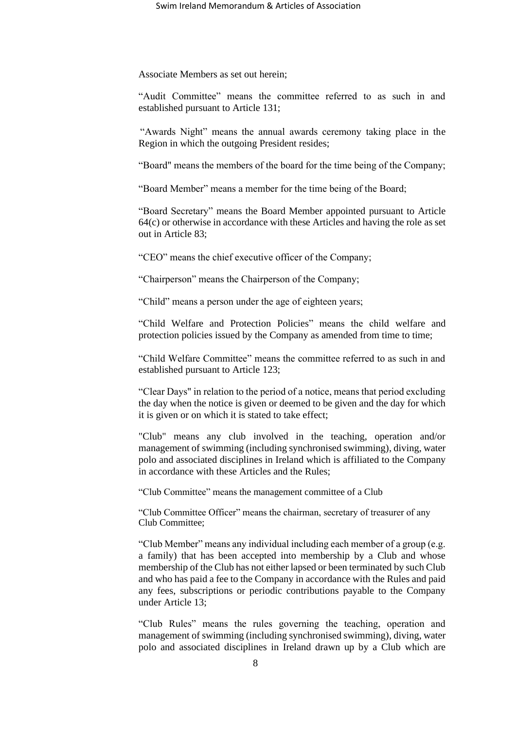Associate Members as set out herein;

"Audit Committee" means the committee referred to as such in and established pursuant to Article 131;

"Awards Night" means the annual awards ceremony taking place in the Region in which the outgoing President resides;

"Board" means the members of the board for the time being of the Company;

"Board Member" means a member for the time being of the Board;

"Board Secretary" means the Board Member appointed pursuant to Article 64(c) or otherwise in accordance with these Articles and having the role as set out in Article 83;

"CEO" means the chief executive officer of the Company;

"Chairperson" means the Chairperson of the Company;

"Child" means a person under the age of eighteen years;

"Child Welfare and Protection Policies" means the child welfare and protection policies issued by the Company as amended from time to time;

"Child Welfare Committee" means the committee referred to as such in and established pursuant to Article 123;

"Clear Days" in relation to the period of a notice, means that period excluding the day when the notice is given or deemed to be given and the day for which it is given or on which it is stated to take effect;

"Club" means any club involved in the teaching, operation and/or management of swimming (including synchronised swimming), diving, water polo and associated disciplines in Ireland which is affiliated to the Company in accordance with these Articles and the Rules;

"Club Committee" means the management committee of a Club

"Club Committee Officer" means the chairman, secretary of treasurer of any Club Committee;

"Club Member" means any individual including each member of a group (e.g. a family) that has been accepted into membership by a Club and whose membership of the Club has not either lapsed or been terminated by such Club and who has paid a fee to the Company in accordance with the Rules and paid any fees, subscriptions or periodic contributions payable to the Company under Article 13;

"Club Rules" means the rules governing the teaching, operation and management of swimming (including synchronised swimming), diving, water polo and associated disciplines in Ireland drawn up by a Club which are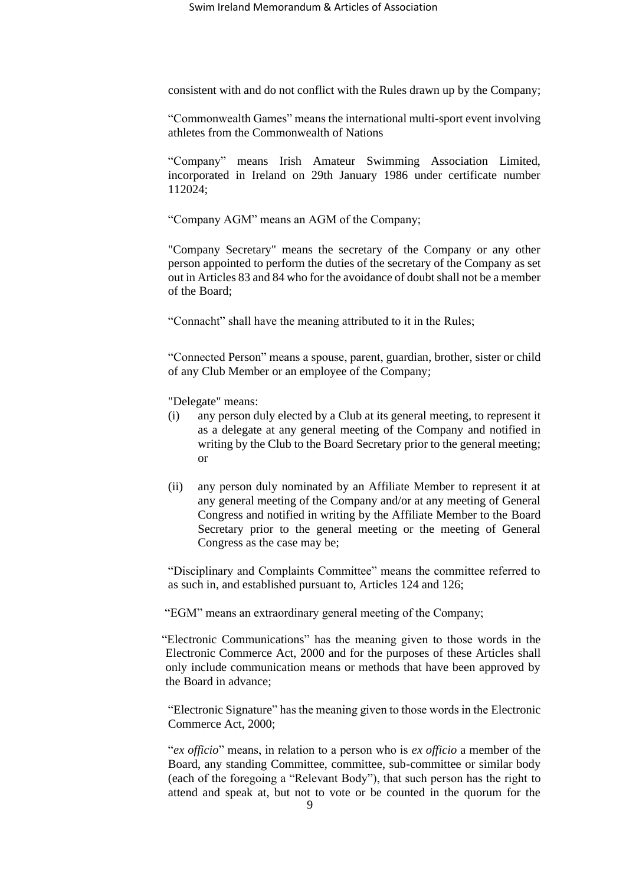consistent with and do not conflict with the Rules drawn up by the Company;

"Commonwealth Games" means the international multi-sport event involving athletes from the Commonwealth of Nations

"Company" means Irish Amateur Swimming Association Limited, incorporated in Ireland on 29th January 1986 under certificate number 112024;

"Company AGM" means an AGM of the Company;

"Company Secretary" means the secretary of the Company or any other person appointed to perform the duties of the secretary of the Company as set out in Articles 83 and 84 who for the avoidance of doubt shall not be a member of the Board;

"Connacht" shall have the meaning attributed to it in the Rules;

"Connected Person" means a spouse, parent, guardian, brother, sister or child of any Club Member or an employee of the Company;

"Delegate" means:

(i) any person duly elected by a Club at its general meeting, to represent it as a delegate at any general meeting of the Company and notified in writing by the Club to the Board Secretary prior to the general meeting; or

(ii) any person duly nominated by an Affiliate Member to represent it at any general meeting of the Company and/or at any meeting of General Congress and notified in writing by the Affiliate Member to the Board Secretary prior to the general meeting or the meeting of General Congress as the case may be;

"Disciplinary and Complaints Committee" means the committee referred to as such in, and established pursuant to, Articles 124 and 126;

"EGM" means an extraordinary general meeting of the Company;

"Electronic Communications" has the meaning given to those words in the Electronic Commerce Act, 2000 and for the purposes of these Articles shall only include communication means or methods that have been approved by the Board in advance;

"Electronic Signature" has the meaning given to those words in the Electronic Commerce Act, 2000;

"*ex officio*" means, in relation to a person who is *ex officio* a member of the Board, any standing Committee, committee, sub-committee or similar body (each of the foregoing a "Relevant Body"), that such person has the right to attend and speak at, but not to vote or be counted in the quorum for the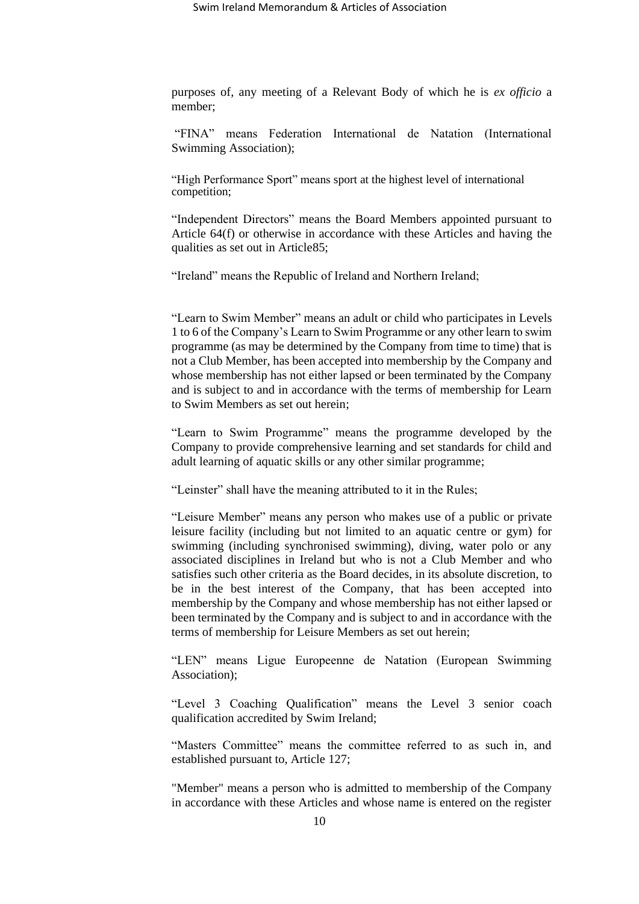purposes of, any meeting of a Relevant Body of which he is *ex officio* a member;

"FINA" means Federation International de Natation (International Swimming Association);

"High Performance Sport" means sport at the highest level of international competition;

"Independent Directors" means the Board Members appointed pursuant to Article 64(f) or otherwise in accordance with these Articles and having the qualities as set out in Article85;

"Ireland" means the Republic of Ireland and Northern Ireland;

"Learn to Swim Member" means an adult or child who participates in Levels 1 to 6 of the Company's Learn to Swim Programme or any other learn to swim programme (as may be determined by the Company from time to time) that is not a Club Member, has been accepted into membership by the Company and whose membership has not either lapsed or been terminated by the Company and is subject to and in accordance with the terms of membership for Learn to Swim Members as set out herein;

"Learn to Swim Programme" means the programme developed by the Company to provide comprehensive learning and set standards for child and adult learning of aquatic skills or any other similar programme;

"Leinster" shall have the meaning attributed to it in the Rules;

"Leisure Member" means any person who makes use of a public or private leisure facility (including but not limited to an aquatic centre or gym) for swimming (including synchronised swimming), diving, water polo or any associated disciplines in Ireland but who is not a Club Member and who satisfies such other criteria as the Board decides, in its absolute discretion, to be in the best interest of the Company, that has been accepted into membership by the Company and whose membership has not either lapsed or been terminated by the Company and is subject to and in accordance with the terms of membership for Leisure Members as set out herein;

"LEN" means Ligue Europeenne de Natation (European Swimming Association);

"Level 3 Coaching Qualification" means the Level 3 senior coach qualification accredited by Swim Ireland;

"Masters Committee" means the committee referred to as such in, and established pursuant to, Article 127;

"Member" means a person who is admitted to membership of the Company in accordance with these Articles and whose name is entered on the register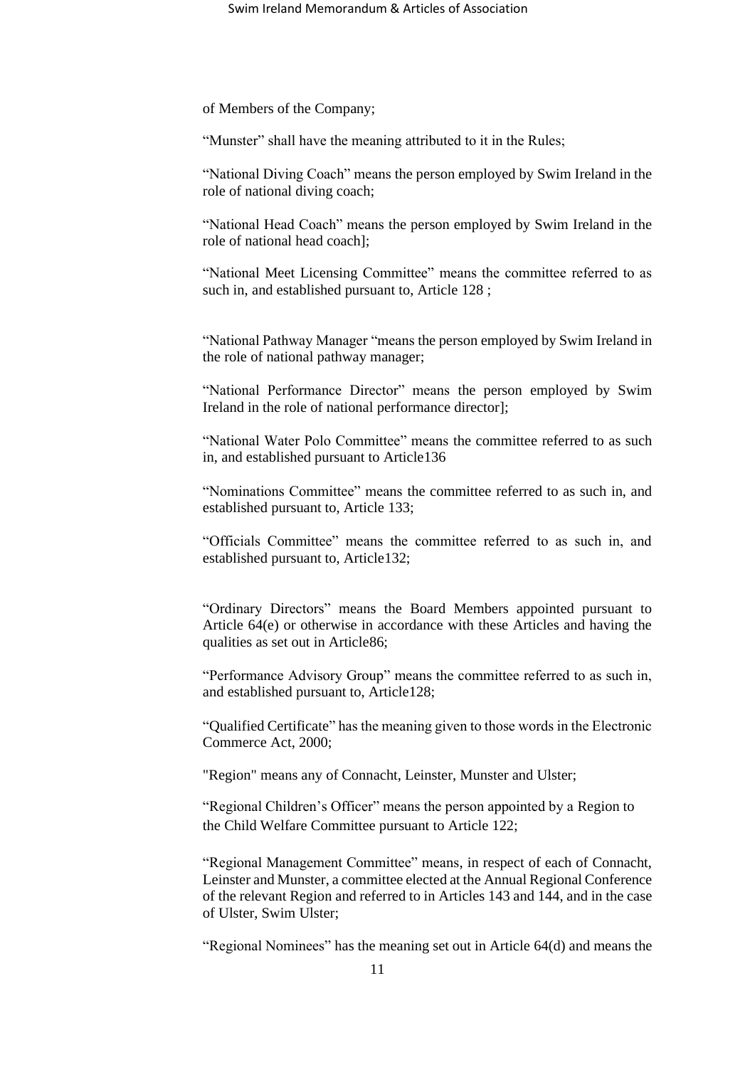of Members of the Company;

“Munster” shall have the meaning attributed to it in the Rules;

“National Diving Coach” means the person employed by Swim Ireland in the role of national diving coach;

“National Head Coach” means the person employed by Swim Ireland in the role of national head coach];

“National Meet Licensing Committee” means the committee referred to as such in, and established pursuant to, Article 128 ;

“National Pathway Manager “means the person employed by Swim Ireland in the role of national pathway manager;

“National Performance Director” means the person employed by Swim Ireland in the role of national performance director];

“National Water Polo Committee” means the committee referred to as such in, and established pursuant to Article136

“Nominations Committee” means the committee referred to as such in, and established pursuant to, Article 133;

“Officials Committee” means the committee referred to as such in, and established pursuant to, Article132;

“Ordinary Directors” means the Board Members appointed pursuant to Article 64(e) or otherwise in accordance with these Articles and having the qualities as set out in Article86;

“Performance Advisory Group” means the committee referred to as such in, and established pursuant to, Article128;

“Qualified Certificate” has the meaning given to those words in the Electronic Commerce Act, 2000;

"Region" means any of Connacht, Leinster, Munster and Ulster;

“Regional Children’s Officer” means the person appointed by a Region to the Child Welfare Committee pursuant to Article 122;

“Regional Management Committee” means, in respect of each of Connacht, Leinster and Munster, a committee elected at the Annual Regional Conference of the relevant Region and referred to in Articles 143 and 144, and in the case of Ulster, Swim Ulster;

“Regional Nominees” has the meaning set out in Article 64(d) and means the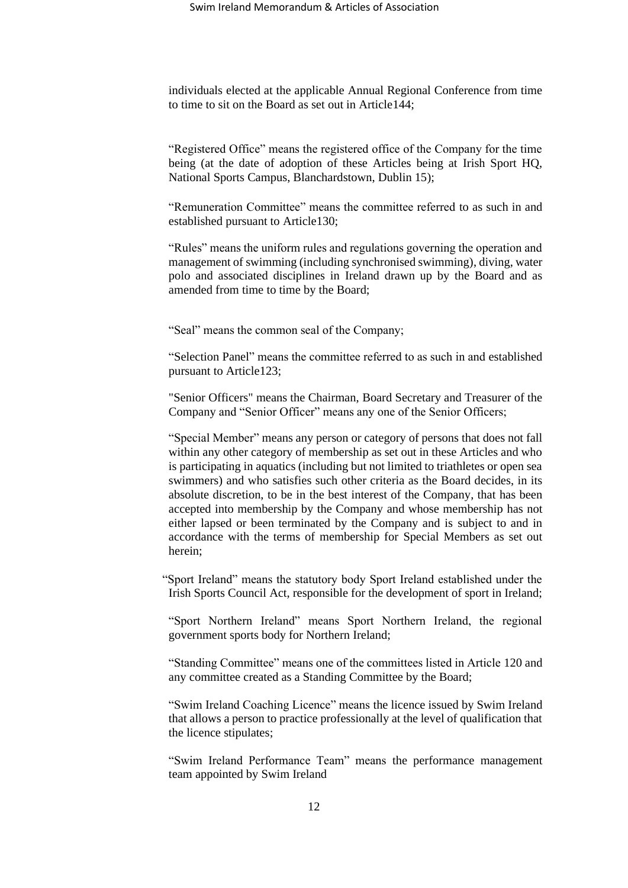individuals elected at the applicable Annual Regional Conference from time to time to sit on the Board as set out in Article144;

"Registered Office" means the registered office of the Company for the time being (at the date of adoption of these Articles being at Irish Sport HQ, National Sports Campus, Blanchardstown, Dublin 15);

"Remuneration Committee" means the committee referred to as such in and established pursuant to Article130;

"Rules" means the uniform rules and regulations governing the operation and management of swimming (including synchronised swimming), diving, water polo and associated disciplines in Ireland drawn up by the Board and as amended from time to time by the Board;

"Seal" means the common seal of the Company;

"Selection Panel" means the committee referred to as such in and established pursuant to Article123;

"Senior Officers" means the Chairman, Board Secretary and Treasurer of the Company and "Senior Officer" means any one of the Senior Officers;

"Special Member" means any person or category of persons that does not fall within any other category of membership as set out in these Articles and who is participating in aquatics (including but not limited to triathletes or open sea swimmers) and who satisfies such other criteria as the Board decides, in its absolute discretion, to be in the best interest of the Company, that has been accepted into membership by the Company and whose membership has not either lapsed or been terminated by the Company and is subject to and in accordance with the terms of membership for Special Members as set out herein;

"Sport Ireland" means the statutory body Sport Ireland established under the Irish Sports Council Act, responsible for the development of sport in Ireland;

"Sport Northern Ireland" means Sport Northern Ireland, the regional government sports body for Northern Ireland;

"Standing Committee" means one of the committees listed in Article 120 and any committee created as a Standing Committee by the Board;

"Swim Ireland Coaching Licence" means the licence issued by Swim Ireland that allows a person to practice professionally at the level of qualification that the licence stipulates;

"Swim Ireland Performance Team" means the performance management team appointed by Swim Ireland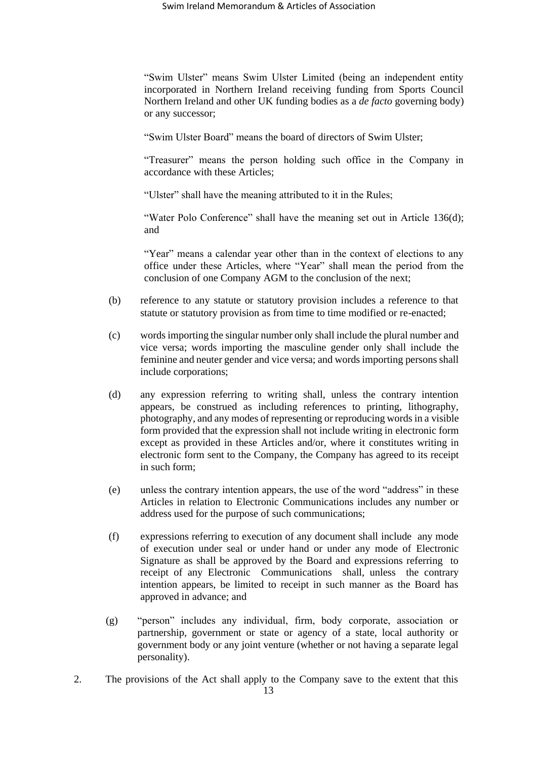"Swim Ulster" means Swim Ulster Limited (being an independent entity incorporated in Northern Ireland receiving funding from Sports Council Northern Ireland and other UK funding bodies as a *de facto* governing body) or any successor;

"Swim Ulster Board" means the board of directors of Swim Ulster;

"Treasurer" means the person holding such office in the Company in accordance with these Articles;

"Ulster" shall have the meaning attributed to it in the Rules;

"Water Polo Conference" shall have the meaning set out in Article 136(d); and

"Year" means a calendar year other than in the context of elections to any office under these Articles, where "Year" shall mean the period from the conclusion of one Company AGM to the conclusion of the next;

(b) reference to any statute or statutory provision includes a reference to that statute or statutory provision as from time to time modified or re-enacted;

(c) words importing the singular number only shall include the plural number and vice versa; words importing the masculine gender only shall include the feminine and neuter gender and vice versa; and words importing persons shall include corporations;

(d) any expression referring to writing shall, unless the contrary intention appears, be construed as including references to printing, lithography, photography, and any modes of representing or reproducing words in a visible form provided that the expression shall not include writing in electronic form except as provided in these Articles and/or, where it constitutes writing in electronic form sent to the Company, the Company has agreed to its receipt in such form;

(e) unless the contrary intention appears, the use of the word "address" in these Articles in relation to Electronic Communications includes any number or address used for the purpose of such communications;

(f) expressions referring to execution of any document shall include any mode of execution under seal or under hand or under any mode of Electronic Signature as shall be approved by the Board and expressions referring to receipt of any Electronic Communications shall, unless the contrary intention appears, be limited to receipt in such manner as the Board has approved in advance; and

(g) "person" includes any individual, firm, body corporate, association or partnership, government or state or agency of a state, local authority or government body or any joint venture (whether or not having a separate legal personality).

2. The provisions of the Act shall apply to the Company save to the extent that this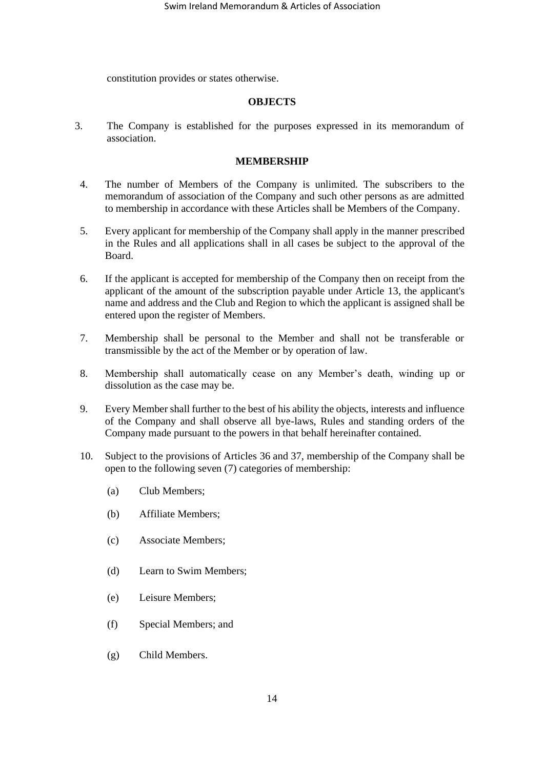constitution provides or states otherwise.

## OBJECTS

3. The Company is established for the purposes expressed in its memorandum of association.

## MEMBERSHIP

4. The number of Members of the Company is unlimited. The subscribers to the memorandum of association of the Company and such other persons as are admitted to membership in accordance with these Articles shall be Members of the Company.

5. Every applicant for membership of the Company shall apply in the manner prescribed in the Rules and all applications shall in all cases be subject to the approval of the Board.

6. If the applicant is accepted for membership of the Company then on receipt from the applicant of the amount of the subscription payable under Article 13, the applicant's name and address and the Club and Region to which the applicant is assigned shall be entered upon the register of Members.

7. Membership shall be personal to the Member and shall not be transferable or transmissible by the act of the Member or by operation of law.

8. Membership shall automatically cease on any Member's death, winding up or dissolution as the case may be.

9. Every Member shall further to the best of his ability the objects, interests and influence of the Company and shall observe all bye-laws, Rules and standing orders of the Company made pursuant to the powers in that behalf hereinafter contained.

10. Subject to the provisions of Articles 36 and 37, membership of the Company shall be open to the following seven (7) categories of membership:

    (a) Club Members;

    (b) Affiliate Members;

    (c) Associate Members;

    (d) Learn to Swim Members;

    (e) Leisure Members;

    (f) Special Members; and

    (g) Child Members.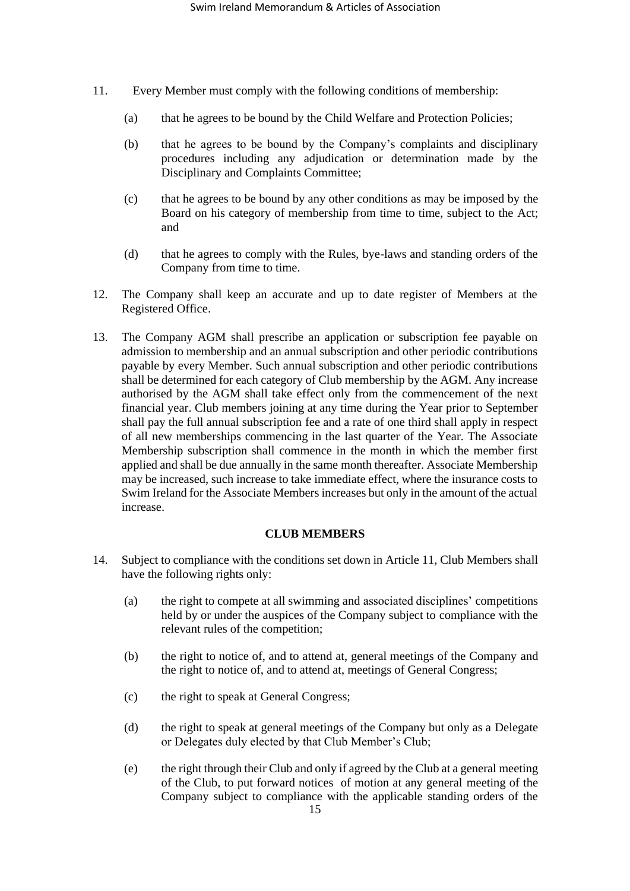11. Every Member must comply with the following conditions of membership:

    (a) that he agrees to be bound by the Child Welfare and Protection Policies;

    (b) that he agrees to be bound by the Company's complaints and disciplinary procedures including any adjudication or determination made by the Disciplinary and Complaints Committee;

    (c) that he agrees to be bound by any other conditions as may be imposed by the Board on his category of membership from time to time, subject to the Act; and

    (d) that he agrees to comply with the Rules, bye-laws and standing orders of the Company from time to time.

12. The Company shall keep an accurate and up to date register of Members at the Registered Office.

13. The Company AGM shall prescribe an application or subscription fee payable on admission to membership and an annual subscription and other periodic contributions payable by every Member. Such annual subscription and other periodic contributions shall be determined for each category of Club membership by the AGM. Any increase authorised by the AGM shall take effect only from the commencement of the next financial year. Club members joining at any time during the Year prior to September shall pay the full annual subscription fee and a rate of one third shall apply in respect of all new memberships commencing in the last quarter of the Year. The Associate Membership subscription shall commence in the month in which the member first applied and shall be due annually in the same month thereafter. Associate Membership may be increased, such increase to take immediate effect, where the insurance costs to Swim Ireland for the Associate Members increases but only in the amount of the actual increase.

**CLUB MEMBERS**

14. Subject to compliance with the conditions set down in Article 11, Club Members shall have the following rights only:

    (a) the right to compete at all swimming and associated disciplines' competitions held by or under the auspices of the Company subject to compliance with the relevant rules of the competition;

    (b) the right to notice of, and to attend at, general meetings of the Company and the right to notice of, and to attend at, meetings of General Congress;

    (c) the right to speak at General Congress;

    (d) the right to speak at general meetings of the Company but only as a Delegate or Delegates duly elected by that Club Member's Club;

    (e) the right through their Club and only if agreed by the Club at a general meeting of the Club, to put forward notices of motion at any general meeting of the Company subject to compliance with the applicable standing orders of the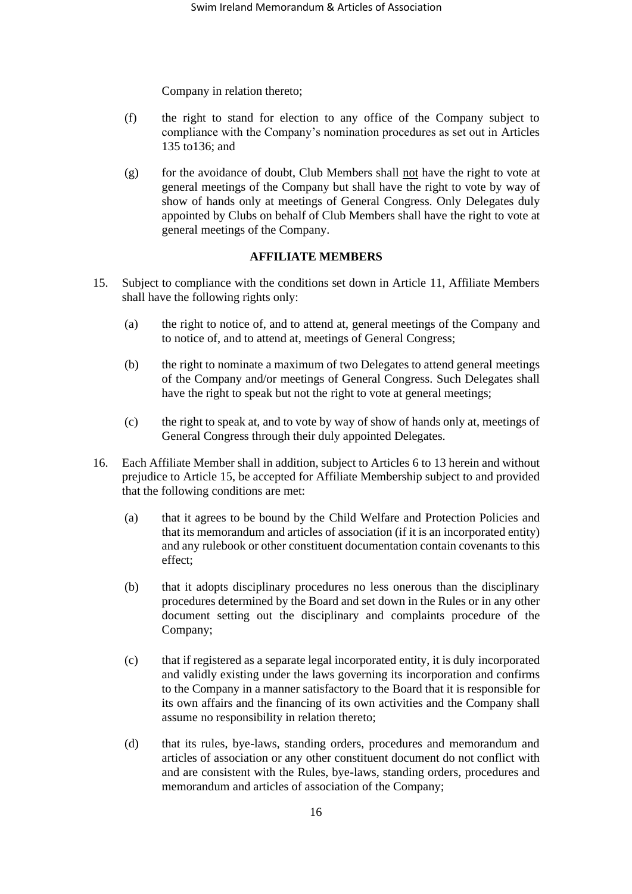Company in relation thereto;

(f) the right to stand for election to any office of the Company subject to compliance with the Company's nomination procedures as set out in Articles 135 to136; and

(g) for the avoidance of doubt, Club Members shall <u>not</u> have the right to vote at general meetings of the Company but shall have the right to vote by way of show of hands only at meetings of General Congress. Only Delegates duly appointed by Clubs on behalf of Club Members shall have the right to vote at general meetings of the Company.

**AFFILIATE MEMBERS**

15. Subject to compliance with the conditions set down in Article 11, Affiliate Members shall have the following rights only:

    (a) the right to notice of, and to attend at, general meetings of the Company and to notice of, and to attend at, meetings of General Congress;

    (b) the right to nominate a maximum of two Delegates to attend general meetings of the Company and/or meetings of General Congress. Such Delegates shall have the right to speak but not the right to vote at general meetings;

    (c) the right to speak at, and to vote by way of show of hands only at, meetings of General Congress through their duly appointed Delegates.

16. Each Affiliate Member shall in addition, subject to Articles 6 to 13 herein and without prejudice to Article 15, be accepted for Affiliate Membership subject to and provided that the following conditions are met:

    (a) that it agrees to be bound by the Child Welfare and Protection Policies and that its memorandum and articles of association (if it is an incorporated entity) and any rulebook or other constituent documentation contain covenants to this effect;

    (b) that it adopts disciplinary procedures no less onerous than the disciplinary procedures determined by the Board and set down in the Rules or in any other document setting out the disciplinary and complaints procedure of the Company;

    (c) that if registered as a separate legal incorporated entity, it is duly incorporated and validly existing under the laws governing its incorporation and confirms to the Company in a manner satisfactory to the Board that it is responsible for its own affairs and the financing of its own activities and the Company shall assume no responsibility in relation thereto;

    (d) that its rules, bye-laws, standing orders, procedures and memorandum and articles of association or any other constituent document do not conflict with and are consistent with the Rules, bye-laws, standing orders, procedures and memorandum and articles of association of the Company;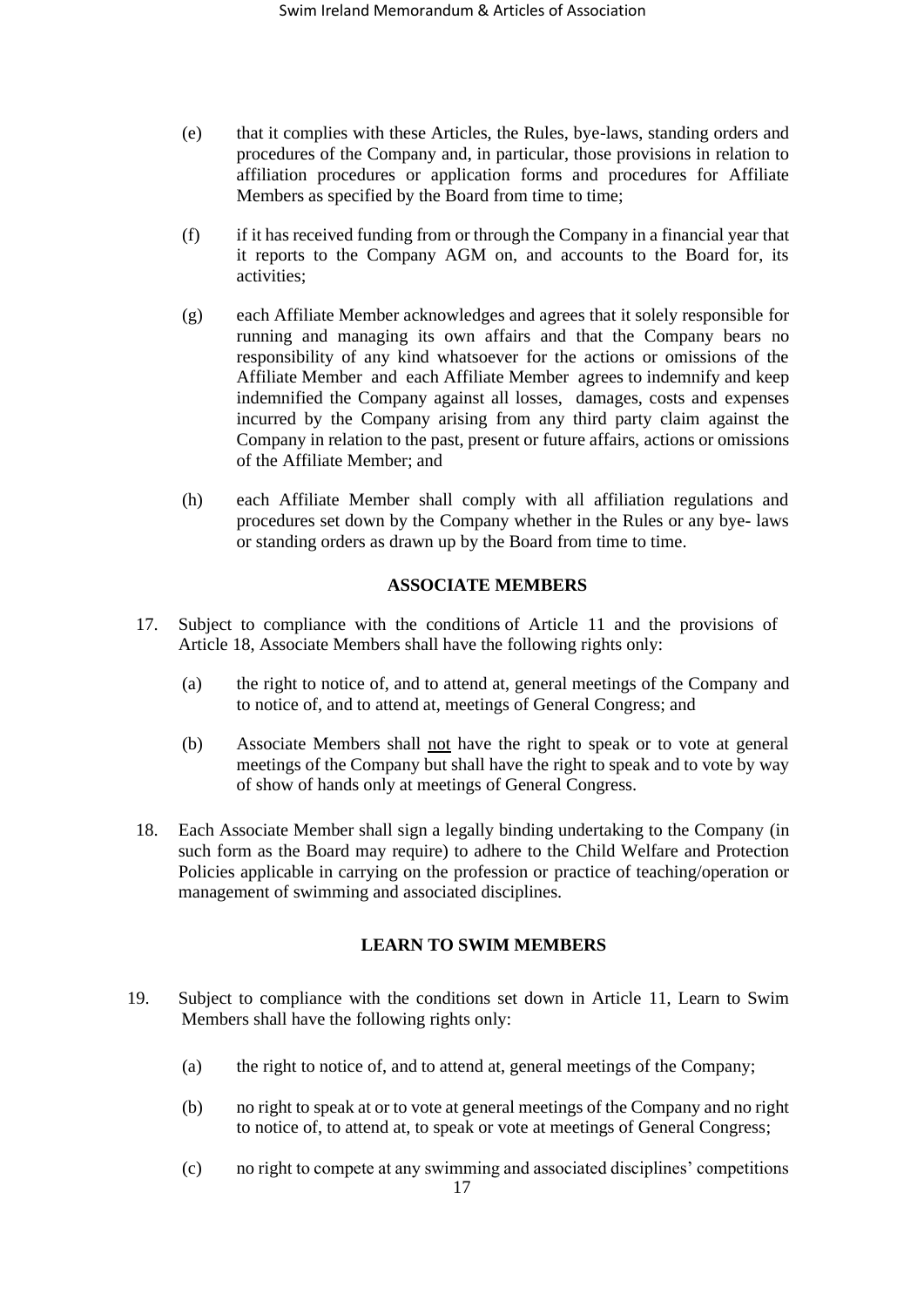(e) that it complies with these Articles, the Rules, bye-laws, standing orders and procedures of the Company and, in particular, those provisions in relation to affiliation procedures or application forms and procedures for Affiliate Members as specified by the Board from time to time;

(f) if it has received funding from or through the Company in a financial year that it reports to the Company AGM on, and accounts to the Board for, its activities;

(g) each Affiliate Member acknowledges and agrees that it solely responsible for running and managing its own affairs and that the Company bears no responsibility of any kind whatsoever for the actions or omissions of the Affiliate Member and each Affiliate Member agrees to indemnify and keep indemnified the Company against all losses, damages, costs and expenses incurred by the Company arising from any third party claim against the Company in relation to the past, present or future affairs, actions or omissions of the Affiliate Member; and

(h) each Affiliate Member shall comply with all affiliation regulations and procedures set down by the Company whether in the Rules or any bye- laws or standing orders as drawn up by the Board from time to time.

### ASSOCIATE MEMBERS

17. Subject to compliance with the conditions of Article 11 and the provisions of Article 18, Associate Members shall have the following rights only:

(a) the right to notice of, and to attend at, general meetings of the Company and to notice of, and to attend at, meetings of General Congress; and

(b) Associate Members shall <u>not</u> have the right to speak or to vote at general meetings of the Company but shall have the right to speak and to vote by way of show of hands only at meetings of General Congress.

18. Each Associate Member shall sign a legally binding undertaking to the Company (in such form as the Board may require) to adhere to the Child Welfare and Protection Policies applicable in carrying on the profession or practice of teaching/operation or management of swimming and associated disciplines.

### LEARN TO SWIM MEMBERS

19. Subject to compliance with the conditions set down in Article 11, Learn to Swim Members shall have the following rights only:

(a) the right to notice of, and to attend at, general meetings of the Company;

(b) no right to speak at or to vote at general meetings of the Company and no right to notice of, to attend at, to speak or vote at meetings of General Congress;

(c) no right to compete at any swimming and associated disciplines' competitions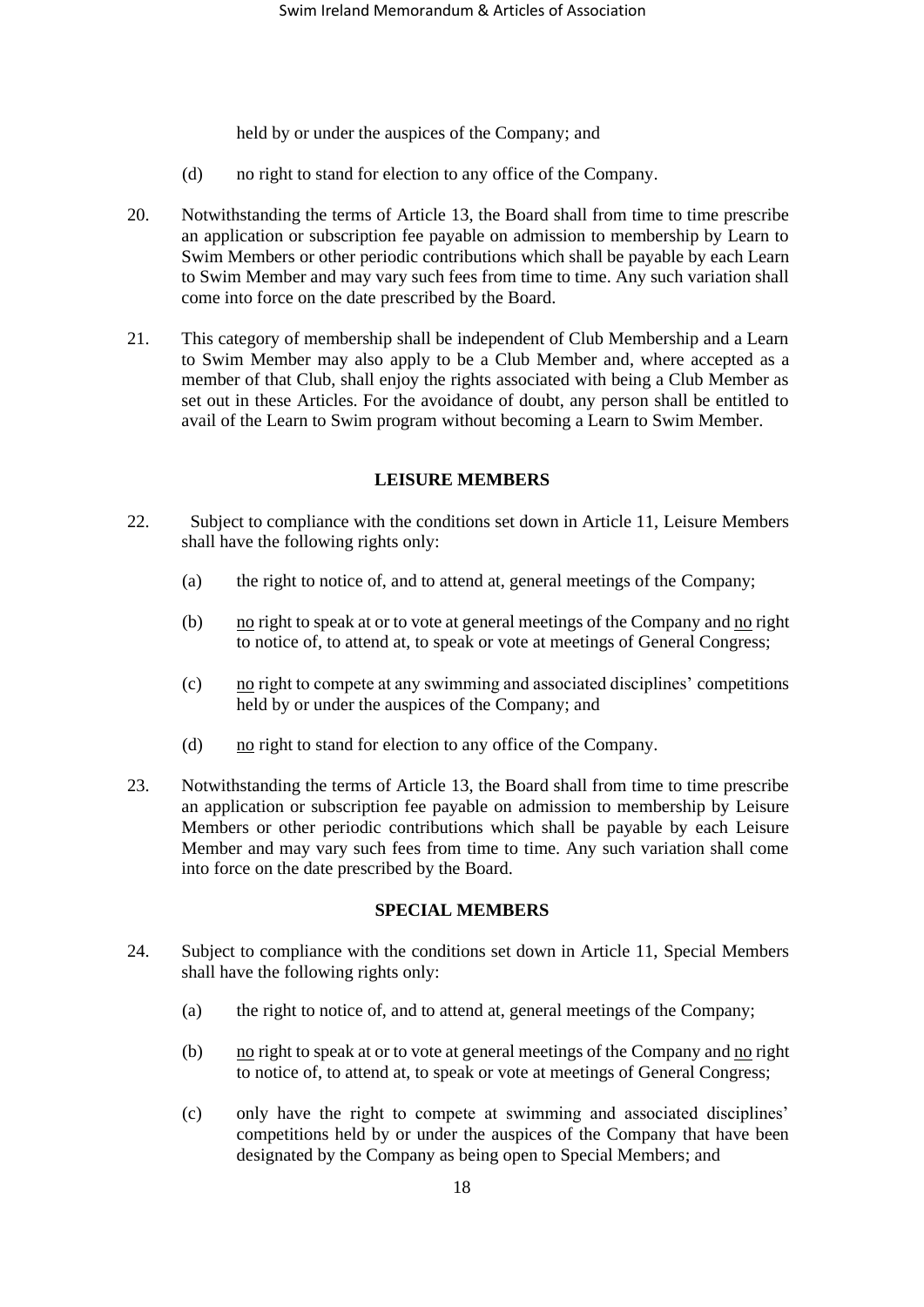held by or under the auspices of the Company; and

(d) no right to stand for election to any office of the Company.

20. Notwithstanding the terms of Article 13, the Board shall from time to time prescribe an application or subscription fee payable on admission to membership by Learn to Swim Members or other periodic contributions which shall be payable by each Learn to Swim Member and may vary such fees from time to time. Any such variation shall come into force on the date prescribed by the Board.

21. This category of membership shall be independent of Club Membership and a Learn to Swim Member may also apply to be a Club Member and, where accepted as a member of that Club, shall enjoy the rights associated with being a Club Member as set out in these Articles. For the avoidance of doubt, any person shall be entitled to avail of the Learn to Swim program without becoming a Learn to Swim Member.

**LEISURE MEMBERS**

22. Subject to compliance with the conditions set down in Article 11, Leisure Members shall have the following rights only:

(a) the right to notice of, and to attend at, general meetings of the Company;

(b) no right to speak at or to vote at general meetings of the Company and no right to notice of, to attend at, to speak or vote at meetings of General Congress;

(c) no right to compete at any swimming and associated disciplines' competitions held by or under the auspices of the Company; and

(d) no right to stand for election to any office of the Company.

23. Notwithstanding the terms of Article 13, the Board shall from time to time prescribe an application or subscription fee payable on admission to membership by Leisure Members or other periodic contributions which shall be payable by each Leisure Member and may vary such fees from time to time. Any such variation shall come into force on the date prescribed by the Board.

**SPECIAL MEMBERS**

24. Subject to compliance with the conditions set down in Article 11, Special Members shall have the following rights only:

(a) the right to notice of, and to attend at, general meetings of the Company;

(b) no right to speak at or to vote at general meetings of the Company and no right to notice of, to attend at, to speak or vote at meetings of General Congress;

(c) only have the right to compete at swimming and associated disciplines' competitions held by or under the auspices of the Company that have been designated by the Company as being open to Special Members; and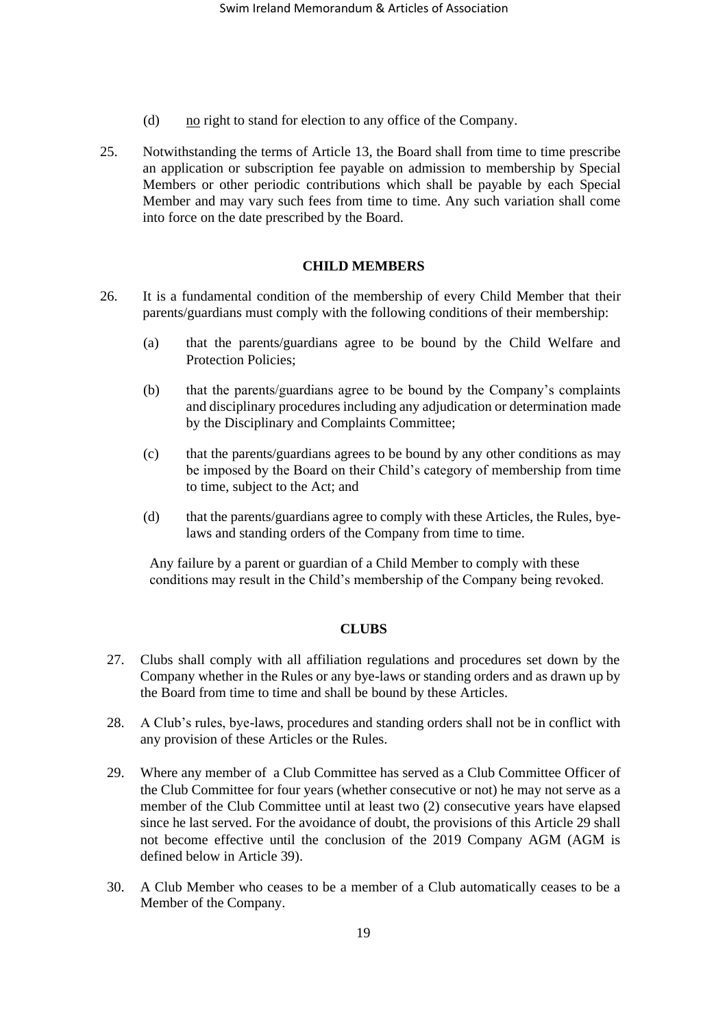(d) <u>no</u> right to stand for election to any office of the Company.

25. Notwithstanding the terms of Article 13, the Board shall from time to time prescribe an application or subscription fee payable on admission to membership by Special Members or other periodic contributions which shall be payable by each Special Member and may vary such fees from time to time. Any such variation shall come into force on the date prescribed by the Board.

**CHILD MEMBERS**

26. It is a fundamental condition of the membership of every Child Member that their parents/guardians must comply with the following conditions of their membership:

    (a) that the parents/guardians agree to be bound by the Child Welfare and Protection Policies;

    (b) that the parents/guardians agree to be bound by the Company's complaints and disciplinary procedures including any adjudication or determination made by the Disciplinary and Complaints Committee;

    (c) that the parents/guardians agrees to be bound by any other conditions as may be imposed by the Board on their Child's category of membership from time to time, subject to the Act; and

    (d) that the parents/guardians agree to comply with these Articles, the Rules, bye-laws and standing orders of the Company from time to time.

    Any failure by a parent or guardian of a Child Member to comply with these conditions may result in the Child's membership of the Company being revoked.

**CLUBS**

27. Clubs shall comply with all affiliation regulations and procedures set down by the Company whether in the Rules or any bye-laws or standing orders and as drawn up by the Board from time to time and shall be bound by these Articles.

28. A Club's rules, bye-laws, procedures and standing orders shall not be in conflict with any provision of these Articles or the Rules.

29. Where any member of a Club Committee has served as a Club Committee Officer of the Club Committee for four years (whether consecutive or not) he may not serve as a member of the Club Committee until at least two (2) consecutive years have elapsed since he last served. For the avoidance of doubt, the provisions of this Article 29 shall not become effective until the conclusion of the 2019 Company AGM (AGM is defined below in Article 39).

30. A Club Member who ceases to be a member of a Club automatically ceases to be a Member of the Company.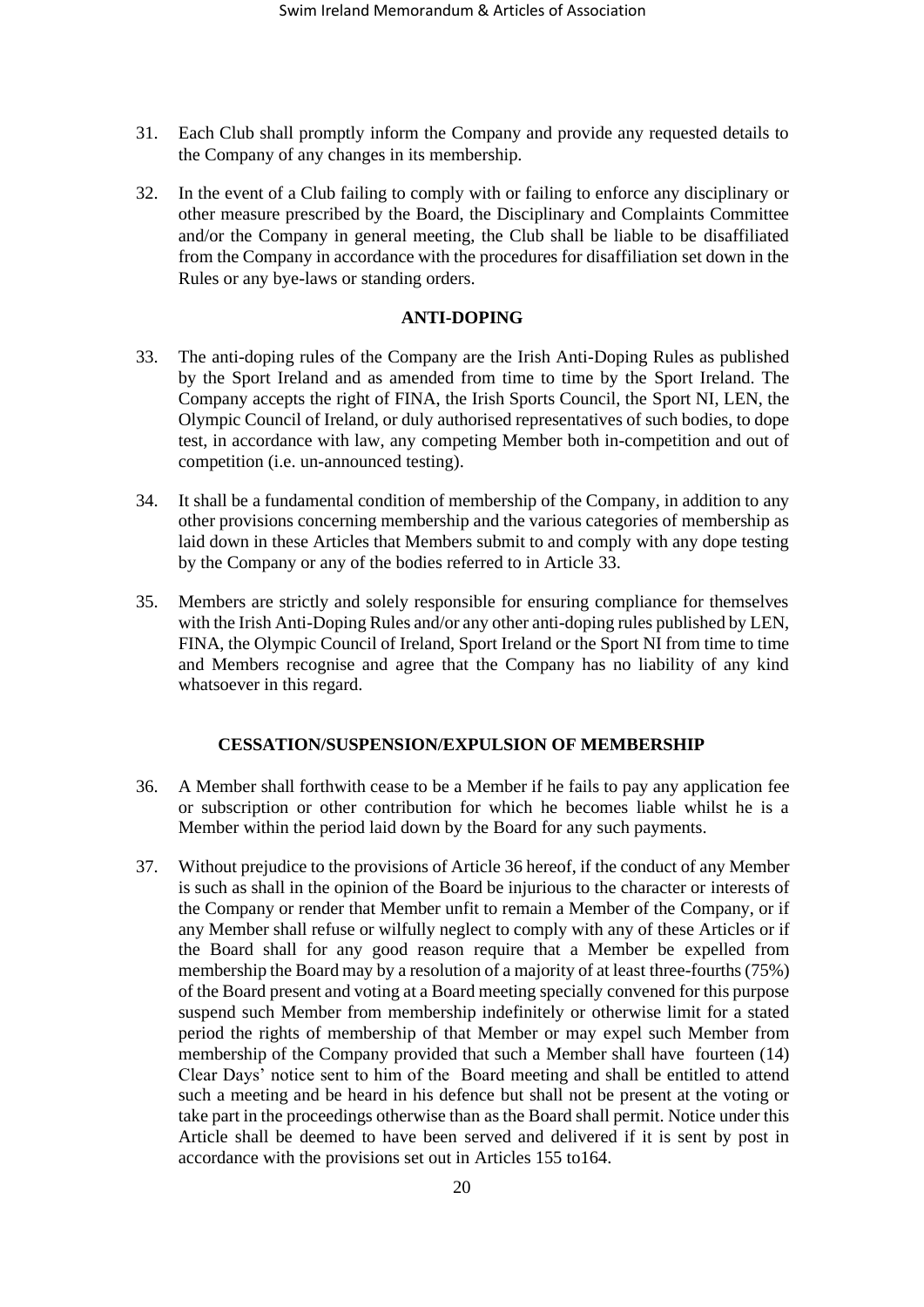31. Each Club shall promptly inform the Company and provide any requested details to the Company of any changes in its membership.

32. In the event of a Club failing to comply with or failing to enforce any disciplinary or other measure prescribed by the Board, the Disciplinary and Complaints Committee and/or the Company in general meeting, the Club shall be liable to be disaffiliated from the Company in accordance with the procedures for disaffiliation set down in the Rules or any bye-laws or standing orders.

**ANTI-DOPING**

33. The anti-doping rules of the Company are the Irish Anti-Doping Rules as published by the Sport Ireland and as amended from time to time by the Sport Ireland. The Company accepts the right of FINA, the Irish Sports Council, the Sport NI, LEN, the Olympic Council of Ireland, or duly authorised representatives of such bodies, to dope test, in accordance with law, any competing Member both in-competition and out of competition (i.e. un-announced testing).

34. It shall be a fundamental condition of membership of the Company, in addition to any other provisions concerning membership and the various categories of membership as laid down in these Articles that Members submit to and comply with any dope testing by the Company or any of the bodies referred to in Article 33.

35. Members are strictly and solely responsible for ensuring compliance for themselves with the Irish Anti-Doping Rules and/or any other anti-doping rules published by LEN, FINA, the Olympic Council of Ireland, Sport Ireland or the Sport NI from time to time and Members recognise and agree that the Company has no liability of any kind whatsoever in this regard.

**CESSATION/SUSPENSION/EXPULSION OF MEMBERSHIP**

36. A Member shall forthwith cease to be a Member if he fails to pay any application fee or subscription or other contribution for which he becomes liable whilst he is a Member within the period laid down by the Board for any such payments.

37. Without prejudice to the provisions of Article 36 hereof, if the conduct of any Member is such as shall in the opinion of the Board be injurious to the character or interests of the Company or render that Member unfit to remain a Member of the Company, or if any Member shall refuse or wilfully neglect to comply with any of these Articles or if the Board shall for any good reason require that a Member be expelled from membership the Board may by a resolution of a majority of at least three-fourths (75%) of the Board present and voting at a Board meeting specially convened for this purpose suspend such Member from membership indefinitely or otherwise limit for a stated period the rights of membership of that Member or may expel such Member from membership of the Company provided that such a Member shall have fourteen (14) Clear Days' notice sent to him of the Board meeting and shall be entitled to attend such a meeting and be heard in his defence but shall not be present at the voting or take part in the proceedings otherwise than as the Board shall permit. Notice under this Article shall be deemed to have been served and delivered if it is sent by post in accordance with the provisions set out in Articles 155 to164.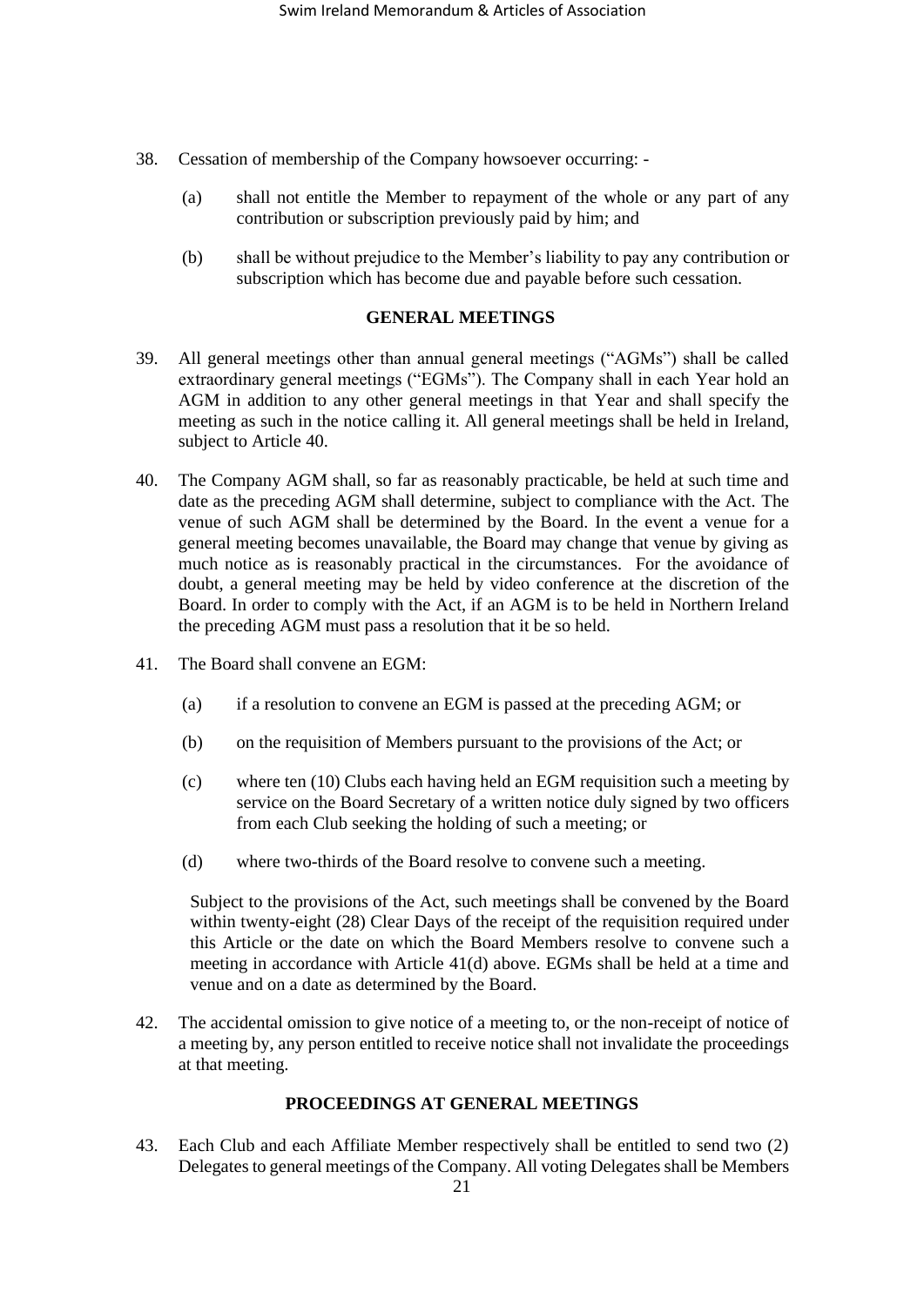38. Cessation of membership of the Company howsoever occurring: -

    (a) shall not entitle the Member to repayment of the whole or any part of any contribution or subscription previously paid by him; and

    (b) shall be without prejudice to the Member's liability to pay any contribution or subscription which has become due and payable before such cessation.

**GENERAL MEETINGS**

39. All general meetings other than annual general meetings ("AGMs") shall be called extraordinary general meetings ("EGMs"). The Company shall in each Year hold an AGM in addition to any other general meetings in that Year and shall specify the meeting as such in the notice calling it. All general meetings shall be held in Ireland, subject to Article 40.

40. The Company AGM shall, so far as reasonably practicable, be held at such time and date as the preceding AGM shall determine, subject to compliance with the Act. The venue of such AGM shall be determined by the Board. In the event a venue for a general meeting becomes unavailable, the Board may change that venue by giving as much notice as is reasonably practical in the circumstances. For the avoidance of doubt, a general meeting may be held by video conference at the discretion of the Board. In order to comply with the Act, if an AGM is to be held in Northern Ireland the preceding AGM must pass a resolution that it be so held.

41. The Board shall convene an EGM:

    (a) if a resolution to convene an EGM is passed at the preceding AGM; or

    (b) on the requisition of Members pursuant to the provisions of the Act; or

    (c) where ten (10) Clubs each having held an EGM requisition such a meeting by service on the Board Secretary of a written notice duly signed by two officers from each Club seeking the holding of such a meeting; or

    (d) where two-thirds of the Board resolve to convene such a meeting.

    Subject to the provisions of the Act, such meetings shall be convened by the Board within twenty-eight (28) Clear Days of the receipt of the requisition required under this Article or the date on which the Board Members resolve to convene such a meeting in accordance with Article 41(d) above. EGMs shall be held at a time and venue and on a date as determined by the Board.

42. The accidental omission to give notice of a meeting to, or the non-receipt of notice of a meeting by, any person entitled to receive notice shall not invalidate the proceedings at that meeting.

**PROCEEDINGS AT GENERAL MEETINGS**

43. Each Club and each Affiliate Member respectively shall be entitled to send two (2) Delegates to general meetings of the Company. All voting Delegates shall be Members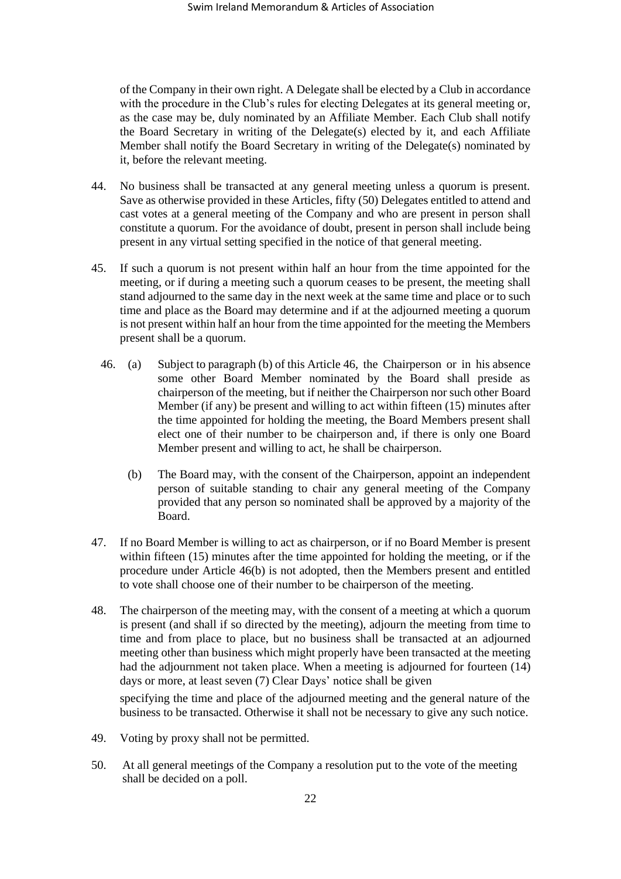of the Company in their own right. A Delegate shall be elected by a Club in accordance with the procedure in the Club's rules for electing Delegates at its general meeting or, as the case may be, duly nominated by an Affiliate Member. Each Club shall notify the Board Secretary in writing of the Delegate(s) elected by it, and each Affiliate Member shall notify the Board Secretary in writing of the Delegate(s) nominated by it, before the relevant meeting.

44. No business shall be transacted at any general meeting unless a quorum is present. Save as otherwise provided in these Articles, fifty (50) Delegates entitled to attend and cast votes at a general meeting of the Company and who are present in person shall constitute a quorum. For the avoidance of doubt, present in person shall include being present in any virtual setting specified in the notice of that general meeting.

45. If such a quorum is not present within half an hour from the time appointed for the meeting, or if during a meeting such a quorum ceases to be present, the meeting shall stand adjourned to the same day in the next week at the same time and place or to such time and place as the Board may determine and if at the adjourned meeting a quorum is not present within half an hour from the time appointed for the meeting the Members present shall be a quorum.

46. (a) Subject to paragraph (b) of this Article 46, the Chairperson or in his absence some other Board Member nominated by the Board shall preside as chairperson of the meeting, but if neither the Chairperson nor such other Board Member (if any) be present and willing to act within fifteen (15) minutes after the time appointed for holding the meeting, the Board Members present shall elect one of their number to be chairperson and, if there is only one Board Member present and willing to act, he shall be chairperson.

    (b) The Board may, with the consent of the Chairperson, appoint an independent person of suitable standing to chair any general meeting of the Company provided that any person so nominated shall be approved by a majority of the Board.

47. If no Board Member is willing to act as chairperson, or if no Board Member is present within fifteen (15) minutes after the time appointed for holding the meeting, or if the procedure under Article 46(b) is not adopted, then the Members present and entitled to vote shall choose one of their number to be chairperson of the meeting.

48. The chairperson of the meeting may, with the consent of a meeting at which a quorum is present (and shall if so directed by the meeting), adjourn the meeting from time to time and from place to place, but no business shall be transacted at an adjourned meeting other than business which might properly have been transacted at the meeting had the adjournment not taken place. When a meeting is adjourned for fourteen (14) days or more, at least seven (7) Clear Days' notice shall be given specifying the time and place of the adjourned meeting and the general nature of the business to be transacted. Otherwise it shall not be necessary to give any such notice.

49. Voting by proxy shall not be permitted.

50. At all general meetings of the Company a resolution put to the vote of the meeting shall be decided on a poll.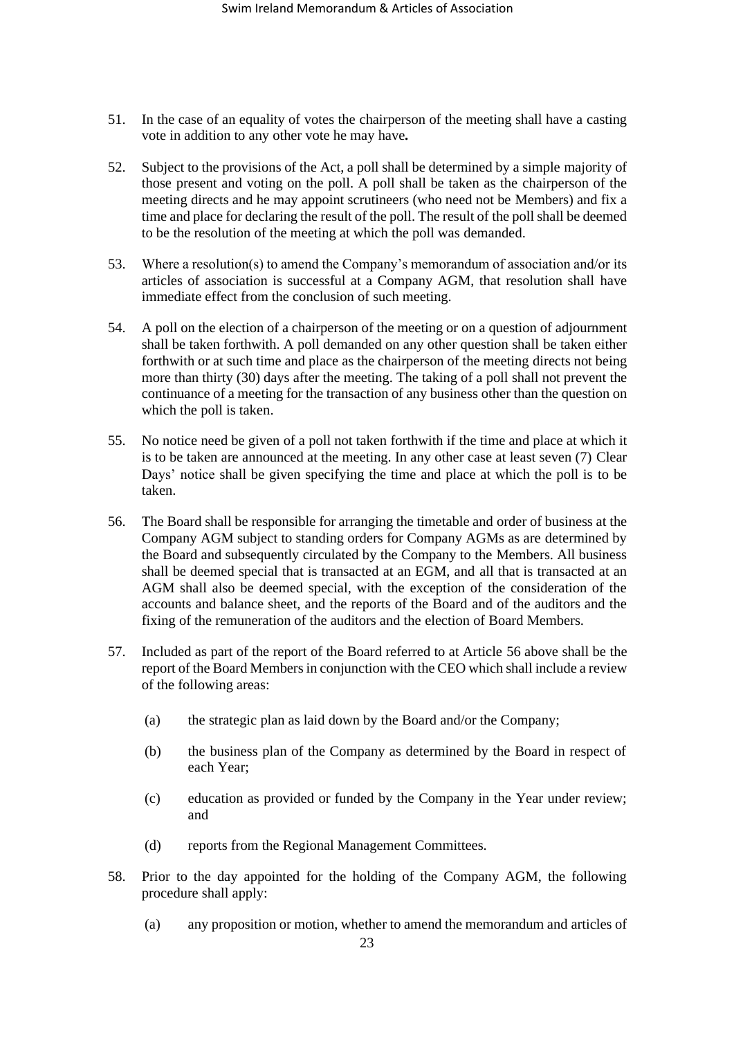51. In the case of an equality of votes the chairperson of the meeting shall have a casting vote in addition to any other vote he may have**.**

52. Subject to the provisions of the Act, a poll shall be determined by a simple majority of those present and voting on the poll. A poll shall be taken as the chairperson of the meeting directs and he may appoint scrutineers (who need not be Members) and fix a time and place for declaring the result of the poll. The result of the poll shall be deemed to be the resolution of the meeting at which the poll was demanded.

53. Where a resolution(s) to amend the Company's memorandum of association and/or its articles of association is successful at a Company AGM, that resolution shall have immediate effect from the conclusion of such meeting.

54. A poll on the election of a chairperson of the meeting or on a question of adjournment shall be taken forthwith. A poll demanded on any other question shall be taken either forthwith or at such time and place as the chairperson of the meeting directs not being more than thirty (30) days after the meeting. The taking of a poll shall not prevent the continuance of a meeting for the transaction of any business other than the question on which the poll is taken.

55. No notice need be given of a poll not taken forthwith if the time and place at which it is to be taken are announced at the meeting. In any other case at least seven (7) Clear Days' notice shall be given specifying the time and place at which the poll is to be taken.

56. The Board shall be responsible for arranging the timetable and order of business at the Company AGM subject to standing orders for Company AGMs as are determined by the Board and subsequently circulated by the Company to the Members. All business shall be deemed special that is transacted at an EGM, and all that is transacted at an AGM shall also be deemed special, with the exception of the consideration of the accounts and balance sheet, and the reports of the Board and of the auditors and the fixing of the remuneration of the auditors and the election of Board Members.

57. Included as part of the report of the Board referred to at Article 56 above shall be the report of the Board Members in conjunction with the CEO which shall include a review of the following areas:

    (a) the strategic plan as laid down by the Board and/or the Company;

    (b) the business plan of the Company as determined by the Board in respect of each Year;

    (c) education as provided or funded by the Company in the Year under review; and

    (d) reports from the Regional Management Committees.

58. Prior to the day appointed for the holding of the Company AGM, the following procedure shall apply:

    (a) any proposition or motion, whether to amend the memorandum and articles of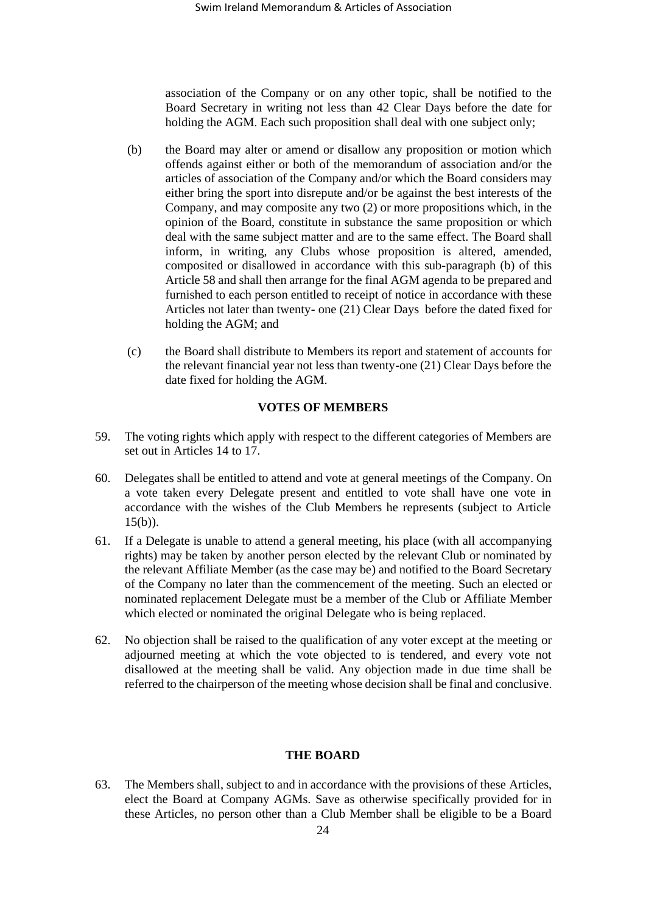association of the Company or on any other topic, shall be notified to the Board Secretary in writing not less than 42 Clear Days before the date for holding the AGM. Each such proposition shall deal with one subject only;

(b) the Board may alter or amend or disallow any proposition or motion which offends against either or both of the memorandum of association and/or the articles of association of the Company and/or which the Board considers may either bring the sport into disrepute and/or be against the best interests of the Company, and may composite any two (2) or more propositions which, in the opinion of the Board, constitute in substance the same proposition or which deal with the same subject matter and are to the same effect. The Board shall inform, in writing, any Clubs whose proposition is altered, amended, composited or disallowed in accordance with this sub-paragraph (b) of this Article 58 and shall then arrange for the final AGM agenda to be prepared and furnished to each person entitled to receipt of notice in accordance with these Articles not later than twenty- one (21) Clear Days before the dated fixed for holding the AGM; and

(c) the Board shall distribute to Members its report and statement of accounts for the relevant financial year not less than twenty-one (21) Clear Days before the date fixed for holding the AGM.

**VOTES OF MEMBERS**

59. The voting rights which apply with respect to the different categories of Members are set out in Articles 14 to 17.

60. Delegates shall be entitled to attend and vote at general meetings of the Company. On a vote taken every Delegate present and entitled to vote shall have one vote in accordance with the wishes of the Club Members he represents (subject to Article 15(b)).

61. If a Delegate is unable to attend a general meeting, his place (with all accompanying rights) may be taken by another person elected by the relevant Club or nominated by the relevant Affiliate Member (as the case may be) and notified to the Board Secretary of the Company no later than the commencement of the meeting. Such an elected or nominated replacement Delegate must be a member of the Club or Affiliate Member which elected or nominated the original Delegate who is being replaced.

62. No objection shall be raised to the qualification of any voter except at the meeting or adjourned meeting at which the vote objected to is tendered, and every vote not disallowed at the meeting shall be valid. Any objection made in due time shall be referred to the chairperson of the meeting whose decision shall be final and conclusive.

**THE BOARD**

63. The Members shall, subject to and in accordance with the provisions of these Articles, elect the Board at Company AGMs. Save as otherwise specifically provided for in these Articles, no person other than a Club Member shall be eligible to be a Board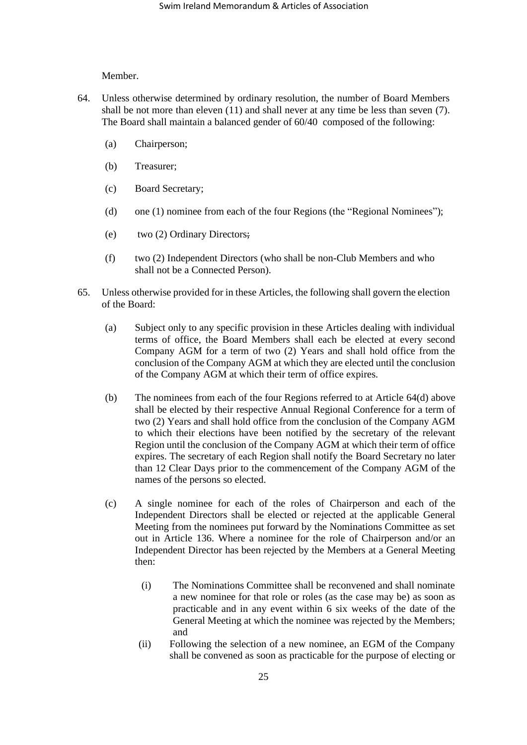Member.

64. Unless otherwise determined by ordinary resolution, the number of Board Members shall be not more than eleven (11) and shall never at any time be less than seven (7). The Board shall maintain a balanced gender of 60/40 composed of the following:

    (a) Chairperson;

    (b) Treasurer;

    (c) Board Secretary;

    (d) one (1) nominee from each of the four Regions (the "Regional Nominees");

    (e) two (2) Ordinary Directors;

    (f) two (2) Independent Directors (who shall be non-Club Members and who shall not be a Connected Person).

65. Unless otherwise provided for in these Articles, the following shall govern the election of the Board:

    (a) Subject only to any specific provision in these Articles dealing with individual terms of office, the Board Members shall each be elected at every second Company AGM for a term of two (2) Years and shall hold office from the conclusion of the Company AGM at which they are elected until the conclusion of the Company AGM at which their term of office expires.

    (b) The nominees from each of the four Regions referred to at Article 64(d) above shall be elected by their respective Annual Regional Conference for a term of two (2) Years and shall hold office from the conclusion of the Company AGM to which their elections have been notified by the secretary of the relevant Region until the conclusion of the Company AGM at which their term of office expires. The secretary of each Region shall notify the Board Secretary no later than 12 Clear Days prior to the commencement of the Company AGM of the names of the persons so elected.

    (c) A single nominee for each of the roles of Chairperson and each of the Independent Directors shall be elected or rejected at the applicable General Meeting from the nominees put forward by the Nominations Committee as set out in Article 136. Where a nominee for the role of Chairperson and/or an Independent Director has been rejected by the Members at a General Meeting then:

        (i) The Nominations Committee shall be reconvened and shall nominate a new nominee for that role or roles (as the case may be) as soon as practicable and in any event within 6 six weeks of the date of the General Meeting at which the nominee was rejected by the Members; and

        (ii) Following the selection of a new nominee, an EGM of the Company shall be convened as soon as practicable for the purpose of electing or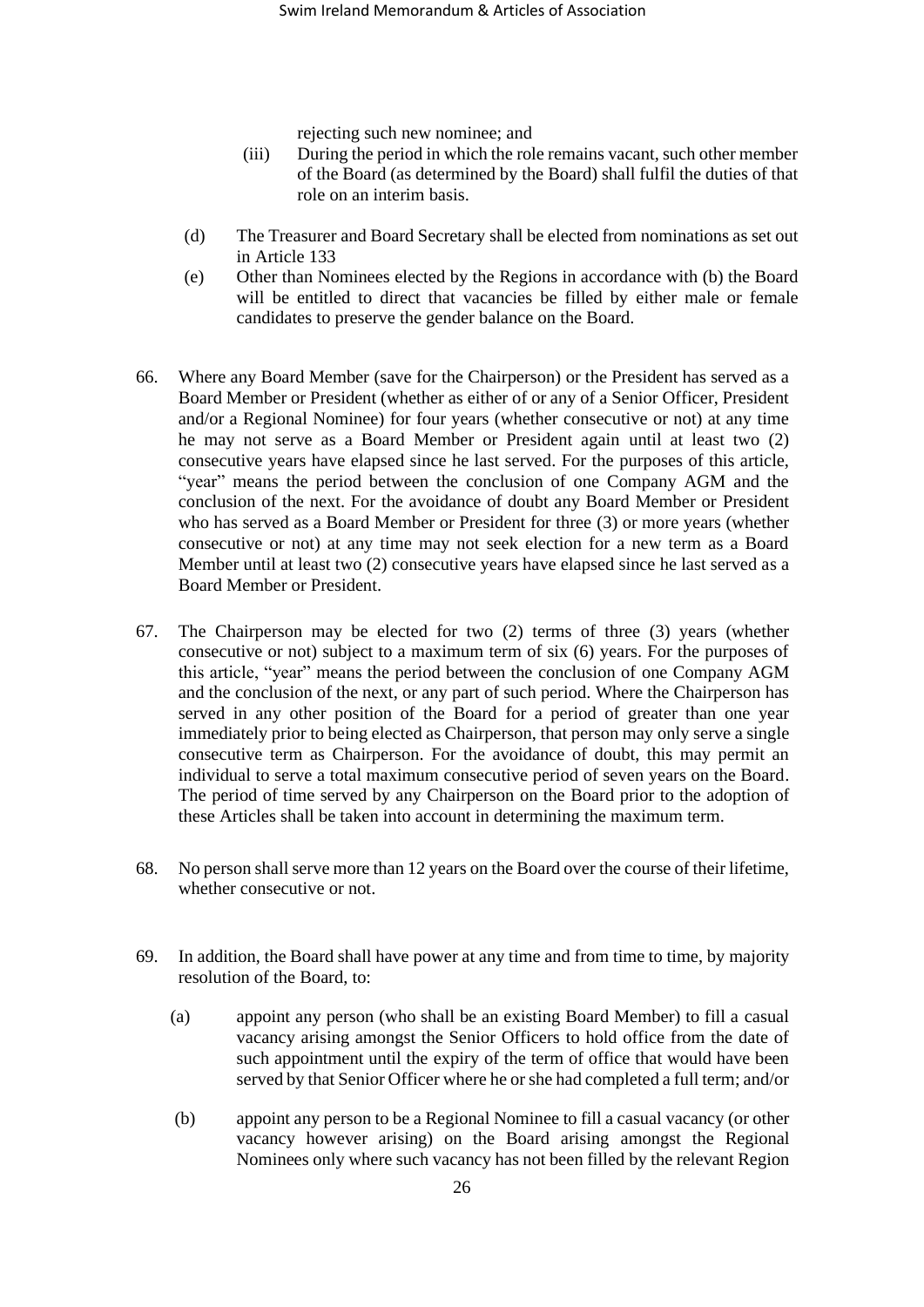rejecting such new nominee; and

(iii) During the period in which the role remains vacant, such other member of the Board (as determined by the Board) shall fulfil the duties of that role on an interim basis.

(d) The Treasurer and Board Secretary shall be elected from nominations as set out in Article 133

(e) Other than Nominees elected by the Regions in accordance with (b) the Board will be entitled to direct that vacancies be filled by either male or female candidates to preserve the gender balance on the Board.

66. Where any Board Member (save for the Chairperson) or the President has served as a Board Member or President (whether as either of or any of a Senior Officer, President and/or a Regional Nominee) for four years (whether consecutive or not) at any time he may not serve as a Board Member or President again until at least two (2) consecutive years have elapsed since he last served. For the purposes of this article, "year" means the period between the conclusion of one Company AGM and the conclusion of the next. For the avoidance of doubt any Board Member or President who has served as a Board Member or President for three (3) or more years (whether consecutive or not) at any time may not seek election for a new term as a Board Member until at least two (2) consecutive years have elapsed since he last served as a Board Member or President.

67. The Chairperson may be elected for two (2) terms of three (3) years (whether consecutive or not) subject to a maximum term of six (6) years. For the purposes of this article, "year" means the period between the conclusion of one Company AGM and the conclusion of the next, or any part of such period. Where the Chairperson has served in any other position of the Board for a period of greater than one year immediately prior to being elected as Chairperson, that person may only serve a single consecutive term as Chairperson. For the avoidance of doubt, this may permit an individual to serve a total maximum consecutive period of seven years on the Board. The period of time served by any Chairperson on the Board prior to the adoption of these Articles shall be taken into account in determining the maximum term.

68. No person shall serve more than 12 years on the Board over the course of their lifetime, whether consecutive or not.

69. In addition, the Board shall have power at any time and from time to time, by majority resolution of the Board, to:

(a) appoint any person (who shall be an existing Board Member) to fill a casual vacancy arising amongst the Senior Officers to hold office from the date of such appointment until the expiry of the term of office that would have been served by that Senior Officer where he or she had completed a full term; and/or

(b) appoint any person to be a Regional Nominee to fill a casual vacancy (or other vacancy however arising) on the Board arising amongst the Regional Nominees only where such vacancy has not been filled by the relevant Region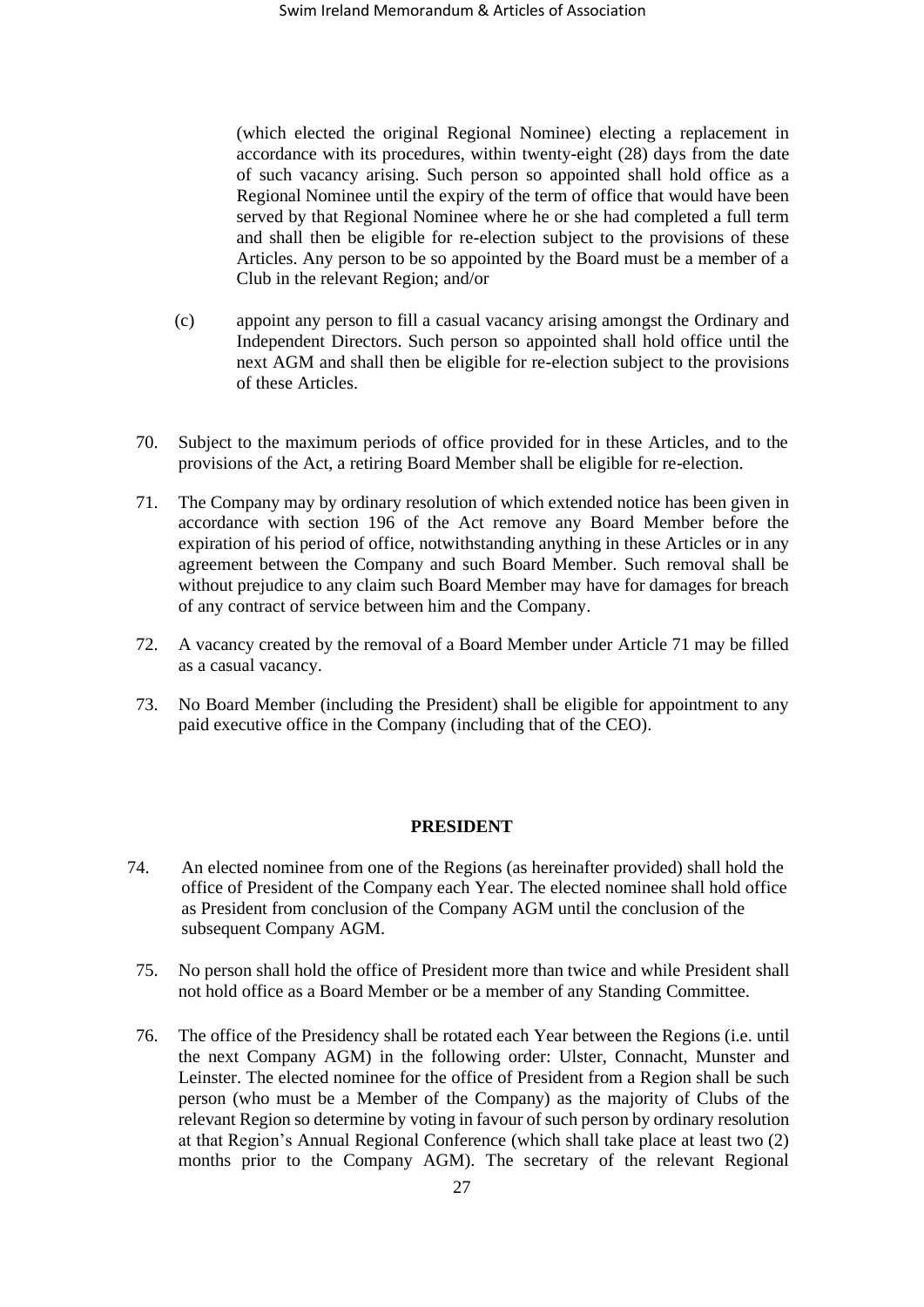(which elected the original Regional Nominee) electing a replacement in accordance with its procedures, within twenty-eight (28) days from the date of such vacancy arising. Such person so appointed shall hold office as a Regional Nominee until the expiry of the term of office that would have been served by that Regional Nominee where he or she had completed a full term and shall then be eligible for re-election subject to the provisions of these Articles. Any person to be so appointed by the Board must be a member of a Club in the relevant Region; and/or

(c) appoint any person to fill a casual vacancy arising amongst the Ordinary and Independent Directors. Such person so appointed shall hold office until the next AGM and shall then be eligible for re-election subject to the provisions of these Articles.

70. Subject to the maximum periods of office provided for in these Articles, and to the provisions of the Act, a retiring Board Member shall be eligible for re-election.

71. The Company may by ordinary resolution of which extended notice has been given in accordance with section 196 of the Act remove any Board Member before the expiration of his period of office, notwithstanding anything in these Articles or in any agreement between the Company and such Board Member. Such removal shall be without prejudice to any claim such Board Member may have for damages for breach of any contract of service between him and the Company.

72. A vacancy created by the removal of a Board Member under Article 71 may be filled as a casual vacancy.

73. No Board Member (including the President) shall be eligible for appointment to any paid executive office in the Company (including that of the CEO).

**PRESIDENT**

74. An elected nominee from one of the Regions (as hereinafter provided) shall hold the office of President of the Company each Year. The elected nominee shall hold office as President from conclusion of the Company AGM until the conclusion of the subsequent Company AGM.

75. No person shall hold the office of President more than twice and while President shall not hold office as a Board Member or be a member of any Standing Committee.

76. The office of the Presidency shall be rotated each Year between the Regions (i.e. until the next Company AGM) in the following order: Ulster, Connacht, Munster and Leinster. The elected nominee for the office of President from a Region shall be such person (who must be a Member of the Company) as the majority of Clubs of the relevant Region so determine by voting in favour of such person by ordinary resolution at that Region's Annual Regional Conference (which shall take place at least two (2) months prior to the Company AGM). The secretary of the relevant Regional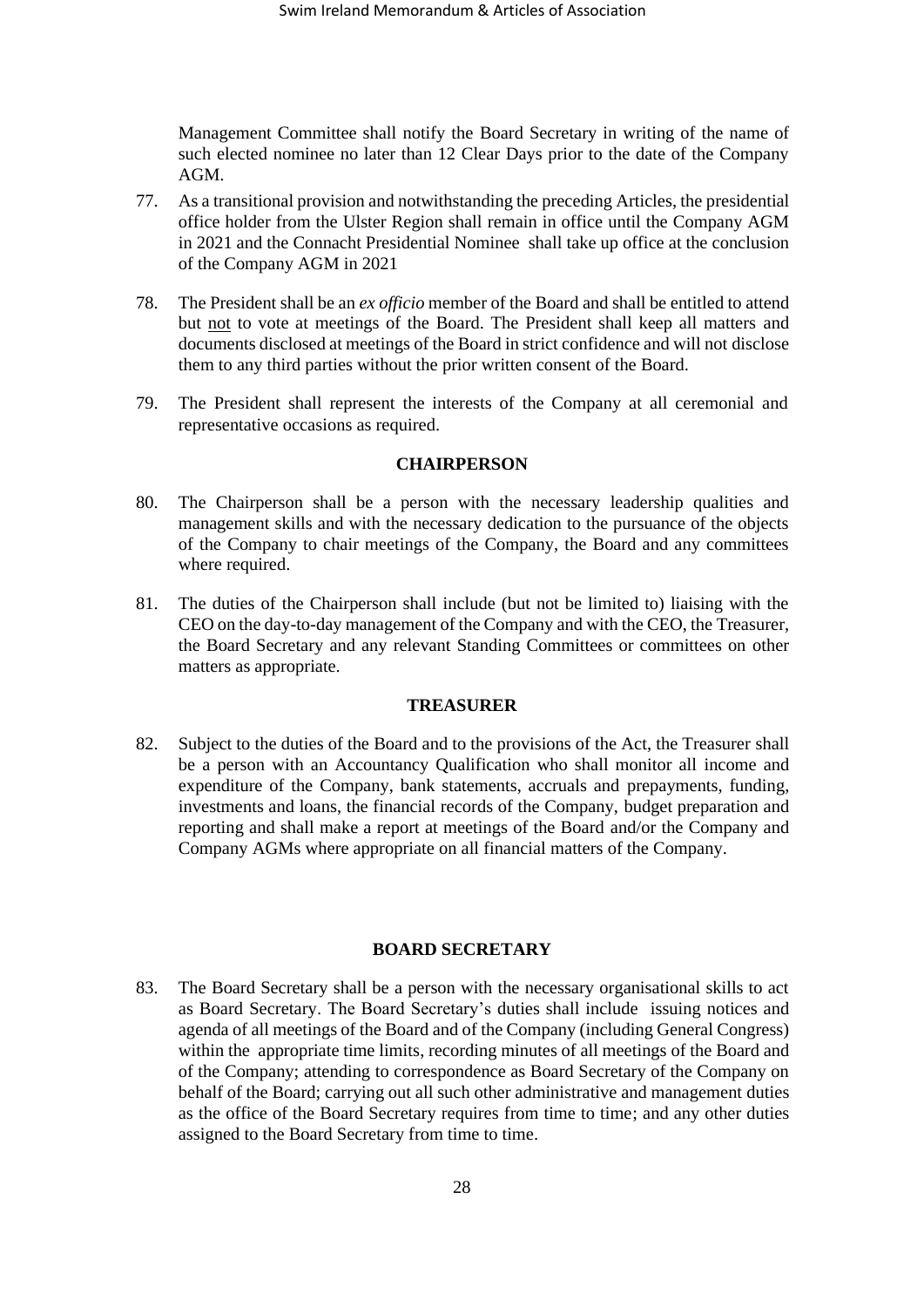Management Committee shall notify the Board Secretary in writing of the name of such elected nominee no later than 12 Clear Days prior to the date of the Company AGM.

77. As a transitional provision and notwithstanding the preceding Articles, the presidential office holder from the Ulster Region shall remain in office until the Company AGM in 2021 and the Connacht Presidential Nominee shall take up office at the conclusion of the Company AGM in 2021

78. The President shall be an *ex officio* member of the Board and shall be entitled to attend but <u>not</u> to vote at meetings of the Board. The President shall keep all matters and documents disclosed at meetings of the Board in strict confidence and will not disclose them to any third parties without the prior written consent of the Board.

79. The President shall represent the interests of the Company at all ceremonial and representative occasions as required.

### CHAIRPERSON

80. The Chairperson shall be a person with the necessary leadership qualities and management skills and with the necessary dedication to the pursuance of the objects of the Company to chair meetings of the Company, the Board and any committees where required.

81. The duties of the Chairperson shall include (but not be limited to) liaising with the CEO on the day-to-day management of the Company and with the CEO, the Treasurer, the Board Secretary and any relevant Standing Committees or committees on other matters as appropriate.

### TREASURER

82. Subject to the duties of the Board and to the provisions of the Act, the Treasurer shall be a person with an Accountancy Qualification who shall monitor all income and expenditure of the Company, bank statements, accruals and prepayments, funding, investments and loans, the financial records of the Company, budget preparation and reporting and shall make a report at meetings of the Board and/or the Company and Company AGMs where appropriate on all financial matters of the Company.

### BOARD SECRETARY

83. The Board Secretary shall be a person with the necessary organisational skills to act as Board Secretary. The Board Secretary's duties shall include issuing notices and agenda of all meetings of the Board and of the Company (including General Congress) within the appropriate time limits, recording minutes of all meetings of the Board and of the Company; attending to correspondence as Board Secretary of the Company on behalf of the Board; carrying out all such other administrative and management duties as the office of the Board Secretary requires from time to time; and any other duties assigned to the Board Secretary from time to time.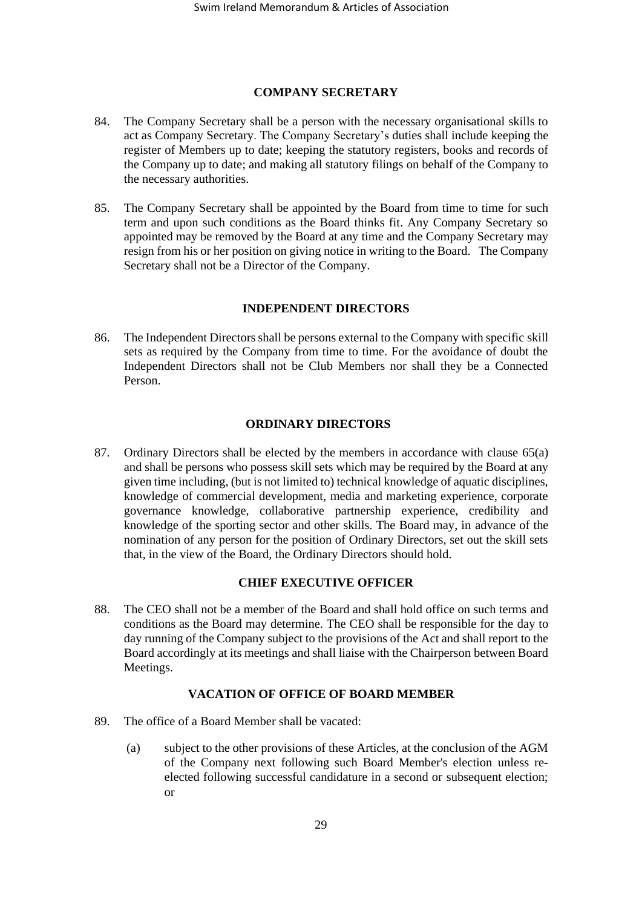## COMPANY SECRETARY

84. The Company Secretary shall be a person with the necessary organisational skills to act as Company Secretary. The Company Secretary's duties shall include keeping the register of Members up to date; keeping the statutory registers, books and records of the Company up to date; and making all statutory filings on behalf of the Company to the necessary authorities.

85. The Company Secretary shall be appointed by the Board from time to time for such term and upon such conditions as the Board thinks fit. Any Company Secretary so appointed may be removed by the Board at any time and the Company Secretary may resign from his or her position on giving notice in writing to the Board. The Company Secretary shall not be a Director of the Company.

## INDEPENDENT DIRECTORS

86. The Independent Directors shall be persons external to the Company with specific skill sets as required by the Company from time to time. For the avoidance of doubt the Independent Directors shall not be Club Members nor shall they be a Connected Person.

## ORDINARY DIRECTORS

87. Ordinary Directors shall be elected by the members in accordance with clause 65(a) and shall be persons who possess skill sets which may be required by the Board at any given time including, (but is not limited to) technical knowledge of aquatic disciplines, knowledge of commercial development, media and marketing experience, corporate governance knowledge, collaborative partnership experience, credibility and knowledge of the sporting sector and other skills. The Board may, in advance of the nomination of any person for the position of Ordinary Directors, set out the skill sets that, in the view of the Board, the Ordinary Directors should hold.

## CHIEF EXECUTIVE OFFICER

88. The CEO shall not be a member of the Board and shall hold office on such terms and conditions as the Board may determine. The CEO shall be responsible for the day to day running of the Company subject to the provisions of the Act and shall report to the Board accordingly at its meetings and shall liaise with the Chairperson between Board Meetings.

## VACATION OF OFFICE OF BOARD MEMBER

89. The office of a Board Member shall be vacated:

    (a) subject to the other provisions of these Articles, at the conclusion of the AGM of the Company next following such Board Member's election unless re-elected following successful candidature in a second or subsequent election; or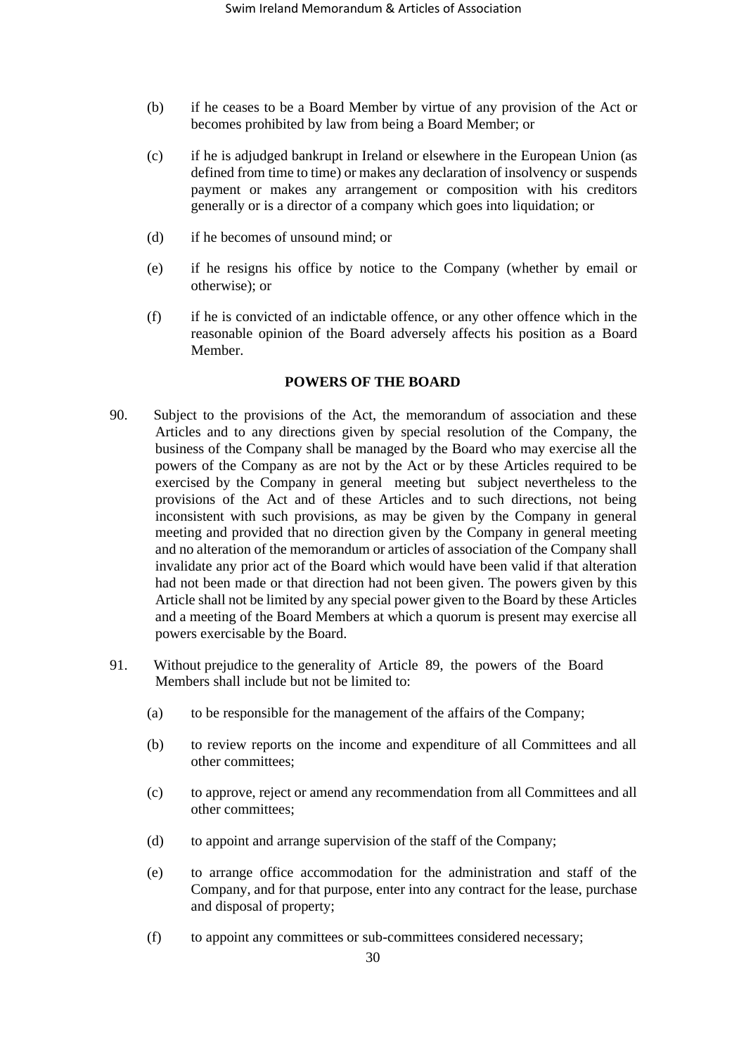(b) if he ceases to be a Board Member by virtue of any provision of the Act or becomes prohibited by law from being a Board Member; or

(c) if he is adjudged bankrupt in Ireland or elsewhere in the European Union (as defined from time to time) or makes any declaration of insolvency or suspends payment or makes any arrangement or composition with his creditors generally or is a director of a company which goes into liquidation; or

(d) if he becomes of unsound mind; or

(e) if he resigns his office by notice to the Company (whether by email or otherwise); or

(f) if he is convicted of an indictable offence, or any other offence which in the reasonable opinion of the Board adversely affects his position as a Board Member.

## POWERS OF THE BOARD

90. Subject to the provisions of the Act, the memorandum of association and these Articles and to any directions given by special resolution of the Company, the business of the Company shall be managed by the Board who may exercise all the powers of the Company as are not by the Act or by these Articles required to be exercised by the Company in general meeting but subject nevertheless to the provisions of the Act and of these Articles and to such directions, not being inconsistent with such provisions, as may be given by the Company in general meeting and provided that no direction given by the Company in general meeting and no alteration of the memorandum or articles of association of the Company shall invalidate any prior act of the Board which would have been valid if that alteration had not been made or that direction had not been given. The powers given by this Article shall not be limited by any special power given to the Board by these Articles and a meeting of the Board Members at which a quorum is present may exercise all powers exercisable by the Board.

91. Without prejudice to the generality of Article 89, the powers of the Board Members shall include but not be limited to:

(a) to be responsible for the management of the affairs of the Company;

(b) to review reports on the income and expenditure of all Committees and all other committees;

(c) to approve, reject or amend any recommendation from all Committees and all other committees;

(d) to appoint and arrange supervision of the staff of the Company;

(e) to arrange office accommodation for the administration and staff of the Company, and for that purpose, enter into any contract for the lease, purchase and disposal of property;

(f) to appoint any committees or sub-committees considered necessary;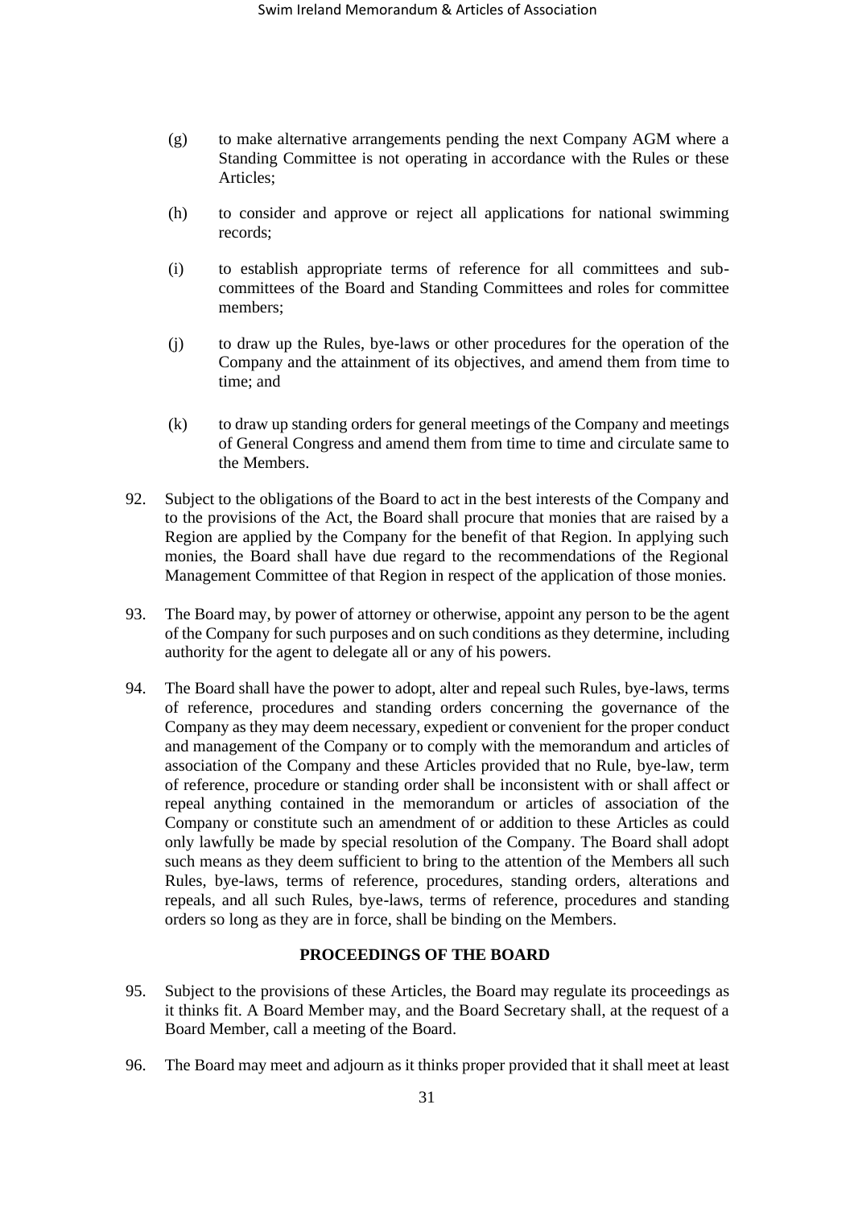(g) to make alternative arrangements pending the next Company AGM where a Standing Committee is not operating in accordance with the Rules or these Articles;

(h) to consider and approve or reject all applications for national swimming records;

(i) to establish appropriate terms of reference for all committees and sub-committees of the Board and Standing Committees and roles for committee members;

(j) to draw up the Rules, bye-laws or other procedures for the operation of the Company and the attainment of its objectives, and amend them from time to time; and

(k) to draw up standing orders for general meetings of the Company and meetings of General Congress and amend them from time to time and circulate same to the Members.

92. Subject to the obligations of the Board to act in the best interests of the Company and to the provisions of the Act, the Board shall procure that monies that are raised by a Region are applied by the Company for the benefit of that Region. In applying such monies, the Board shall have due regard to the recommendations of the Regional Management Committee of that Region in respect of the application of those monies.

93. The Board may, by power of attorney or otherwise, appoint any person to be the agent of the Company for such purposes and on such conditions as they determine, including authority for the agent to delegate all or any of his powers.

94. The Board shall have the power to adopt, alter and repeal such Rules, bye-laws, terms of reference, procedures and standing orders concerning the governance of the Company as they may deem necessary, expedient or convenient for the proper conduct and management of the Company or to comply with the memorandum and articles of association of the Company and these Articles provided that no Rule, bye-law, term of reference, procedure or standing order shall be inconsistent with or shall affect or repeal anything contained in the memorandum or articles of association of the Company or constitute such an amendment of or addition to these Articles as could only lawfully be made by special resolution of the Company. The Board shall adopt such means as they deem sufficient to bring to the attention of the Members all such Rules, bye-laws, terms of reference, procedures, standing orders, alterations and repeals, and all such Rules, bye-laws, terms of reference, procedures and standing orders so long as they are in force, shall be binding on the Members.

## PROCEEDINGS OF THE BOARD

95. Subject to the provisions of these Articles, the Board may regulate its proceedings as it thinks fit. A Board Member may, and the Board Secretary shall, at the request of a Board Member, call a meeting of the Board.

96. The Board may meet and adjourn as it thinks proper provided that it shall meet at least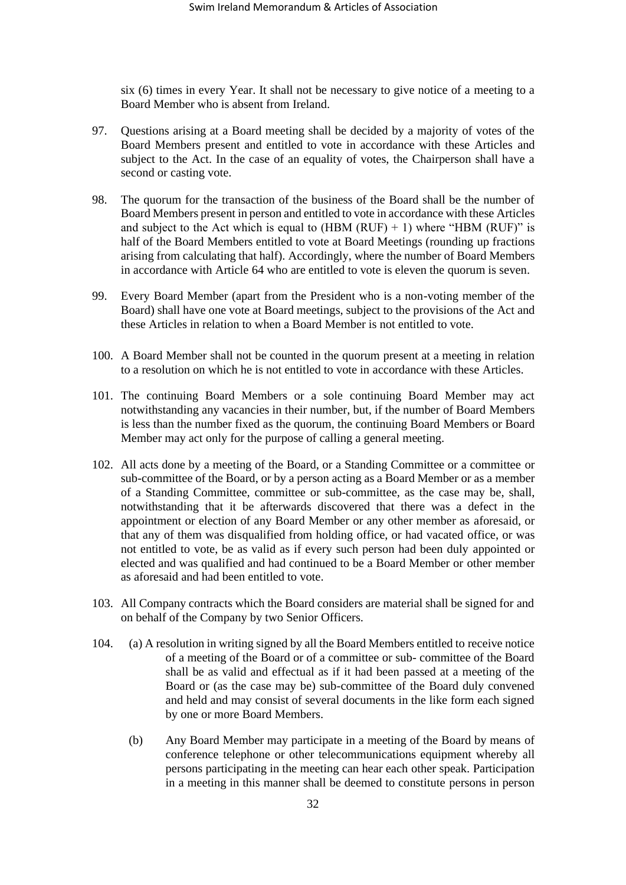six (6) times in every Year. It shall not be necessary to give notice of a meeting to a Board Member who is absent from Ireland.

97. Questions arising at a Board meeting shall be decided by a majority of votes of the Board Members present and entitled to vote in accordance with these Articles and subject to the Act. In the case of an equality of votes, the Chairperson shall have a second or casting vote.

98. The quorum for the transaction of the business of the Board shall be the number of Board Members present in person and entitled to vote in accordance with these Articles and subject to the Act which is equal to (HBM (RUF) + 1) where "HBM (RUF)" is half of the Board Members entitled to vote at Board Meetings (rounding up fractions arising from calculating that half). Accordingly, where the number of Board Members in accordance with Article 64 who are entitled to vote is eleven the quorum is seven.

99. Every Board Member (apart from the President who is a non-voting member of the Board) shall have one vote at Board meetings, subject to the provisions of the Act and these Articles in relation to when a Board Member is not entitled to vote.

100. A Board Member shall not be counted in the quorum present at a meeting in relation to a resolution on which he is not entitled to vote in accordance with these Articles.

101. The continuing Board Members or a sole continuing Board Member may act notwithstanding any vacancies in their number, but, if the number of Board Members is less than the number fixed as the quorum, the continuing Board Members or Board Member may act only for the purpose of calling a general meeting.

102. All acts done by a meeting of the Board, or a Standing Committee or a committee or sub-committee of the Board, or by a person acting as a Board Member or as a member of a Standing Committee, committee or sub-committee, as the case may be, shall, notwithstanding that it be afterwards discovered that there was a defect in the appointment or election of any Board Member or any other member as aforesaid, or that any of them was disqualified from holding office, or had vacated office, or was not entitled to vote, be as valid as if every such person had been duly appointed or elected and was qualified and had continued to be a Board Member or other member as aforesaid and had been entitled to vote.

103. All Company contracts which the Board considers are material shall be signed for and on behalf of the Company by two Senior Officers.

104. (a) A resolution in writing signed by all the Board Members entitled to receive notice of a meeting of the Board or of a committee or sub- committee of the Board shall be as valid and effectual as if it had been passed at a meeting of the Board or (as the case may be) sub-committee of the Board duly convened and held and may consist of several documents in the like form each signed by one or more Board Members.

   (b) Any Board Member may participate in a meeting of the Board by means of conference telephone or other telecommunications equipment whereby all persons participating in the meeting can hear each other speak. Participation in a meeting in this manner shall be deemed to constitute persons in person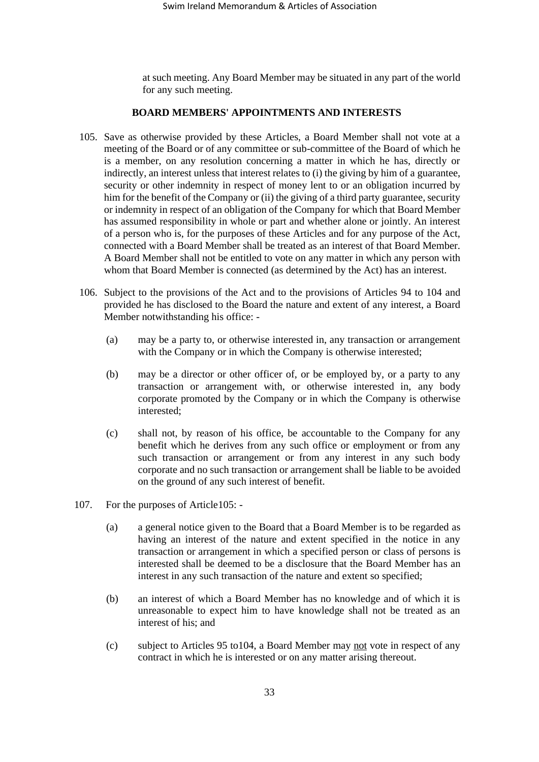at such meeting. Any Board Member may be situated in any part of the world for any such meeting.

## BOARD MEMBERS' APPOINTMENTS AND INTERESTS

105. Save as otherwise provided by these Articles, a Board Member shall not vote at a meeting of the Board or of any committee or sub-committee of the Board of which he is a member, on any resolution concerning a matter in which he has, directly or indirectly, an interest unless that interest relates to (i) the giving by him of a guarantee, security or other indemnity in respect of money lent to or an obligation incurred by him for the benefit of the Company or (ii) the giving of a third party guarantee, security or indemnity in respect of an obligation of the Company for which that Board Member has assumed responsibility in whole or part and whether alone or jointly. An interest of a person who is, for the purposes of these Articles and for any purpose of the Act, connected with a Board Member shall be treated as an interest of that Board Member. A Board Member shall not be entitled to vote on any matter in which any person with whom that Board Member is connected (as determined by the Act) has an interest.

106. Subject to the provisions of the Act and to the provisions of Articles 94 to 104 and provided he has disclosed to the Board the nature and extent of any interest, a Board Member notwithstanding his office: -

   (a) may be a party to, or otherwise interested in, any transaction or arrangement with the Company or in which the Company is otherwise interested;

   (b) may be a director or other officer of, or be employed by, or a party to any transaction or arrangement with, or otherwise interested in, any body corporate promoted by the Company or in which the Company is otherwise interested;

   (c) shall not, by reason of his office, be accountable to the Company for any benefit which he derives from any such office or employment or from any such transaction or arrangement or from any interest in any such body corporate and no such transaction or arrangement shall be liable to be avoided on the ground of any such interest of benefit.

107. For the purposes of Article105: -

   (a) a general notice given to the Board that a Board Member is to be regarded as having an interest of the nature and extent specified in the notice in any transaction or arrangement in which a specified person or class of persons is interested shall be deemed to be a disclosure that the Board Member has an interest in any such transaction of the nature and extent so specified;

   (b) an interest of which a Board Member has no knowledge and of which it is unreasonable to expect him to have knowledge shall not be treated as an interest of his; and

   (c) subject to Articles 95 to104, a Board Member may <u>not</u> vote in respect of any contract in which he is interested or on any matter arising thereout.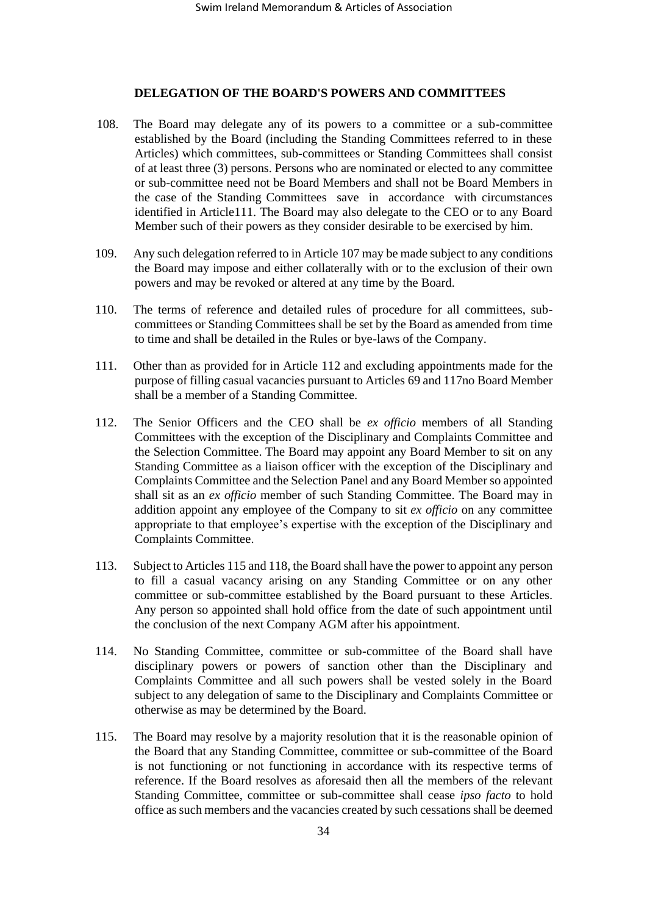## DELEGATION OF THE BOARD'S POWERS AND COMMITTEES

108. The Board may delegate any of its powers to a committee or a sub-committee established by the Board (including the Standing Committees referred to in these Articles) which committees, sub-committees or Standing Committees shall consist of at least three (3) persons. Persons who are nominated or elected to any committee or sub-committee need not be Board Members and shall not be Board Members in the case of the Standing Committees save in accordance with circumstances identified in Article111. The Board may also delegate to the CEO or to any Board Member such of their powers as they consider desirable to be exercised by him.

109. Any such delegation referred to in Article 107 may be made subject to any conditions the Board may impose and either collaterally with or to the exclusion of their own powers and may be revoked or altered at any time by the Board.

110. The terms of reference and detailed rules of procedure for all committees, sub-committees or Standing Committees shall be set by the Board as amended from time to time and shall be detailed in the Rules or bye-laws of the Company.

111. Other than as provided for in Article 112 and excluding appointments made for the purpose of filling casual vacancies pursuant to Articles 69 and 117no Board Member shall be a member of a Standing Committee.

112. The Senior Officers and the CEO shall be *ex officio* members of all Standing Committees with the exception of the Disciplinary and Complaints Committee and the Selection Committee. The Board may appoint any Board Member to sit on any Standing Committee as a liaison officer with the exception of the Disciplinary and Complaints Committee and the Selection Panel and any Board Member so appointed shall sit as an *ex officio* member of such Standing Committee. The Board may in addition appoint any employee of the Company to sit *ex officio* on any committee appropriate to that employee's expertise with the exception of the Disciplinary and Complaints Committee.

113. Subject to Articles 115 and 118, the Board shall have the power to appoint any person to fill a casual vacancy arising on any Standing Committee or on any other committee or sub-committee established by the Board pursuant to these Articles. Any person so appointed shall hold office from the date of such appointment until the conclusion of the next Company AGM after his appointment.

114. No Standing Committee, committee or sub-committee of the Board shall have disciplinary powers or powers of sanction other than the Disciplinary and Complaints Committee and all such powers shall be vested solely in the Board subject to any delegation of same to the Disciplinary and Complaints Committee or otherwise as may be determined by the Board.

115. The Board may resolve by a majority resolution that it is the reasonable opinion of the Board that any Standing Committee, committee or sub-committee of the Board is not functioning or not functioning in accordance with its respective terms of reference. If the Board resolves as aforesaid then all the members of the relevant Standing Committee, committee or sub-committee shall cease *ipso facto* to hold office as such members and the vacancies created by such cessations shall be deemed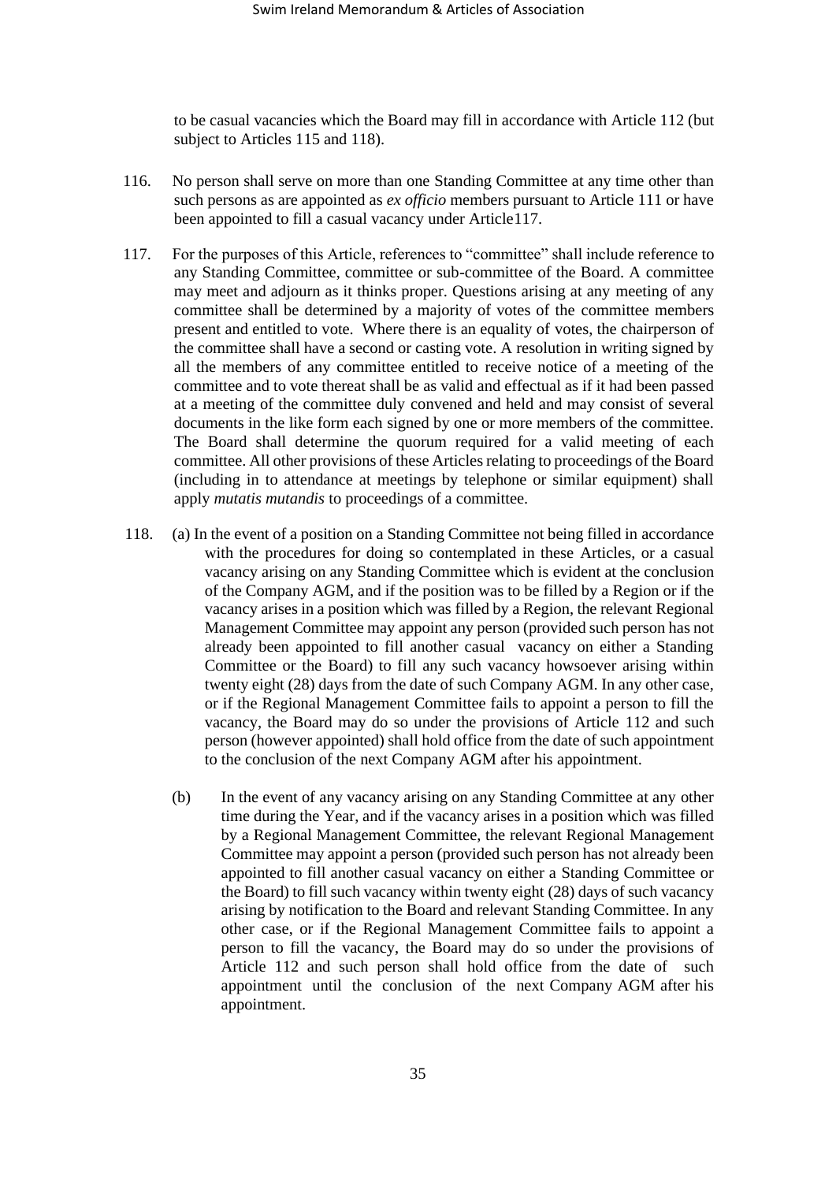to be casual vacancies which the Board may fill in accordance with Article 112 (but subject to Articles 115 and 118).

116. No person shall serve on more than one Standing Committee at any time other than such persons as are appointed as *ex officio* members pursuant to Article 111 or have been appointed to fill a casual vacancy under Article117.

117. For the purposes of this Article, references to "committee" shall include reference to any Standing Committee, committee or sub-committee of the Board. A committee may meet and adjourn as it thinks proper. Questions arising at any meeting of any committee shall be determined by a majority of votes of the committee members present and entitled to vote. Where there is an equality of votes, the chairperson of the committee shall have a second or casting vote. A resolution in writing signed by all the members of any committee entitled to receive notice of a meeting of the committee and to vote thereat shall be as valid and effectual as if it had been passed at a meeting of the committee duly convened and held and may consist of several documents in the like form each signed by one or more members of the committee. The Board shall determine the quorum required for a valid meeting of each committee. All other provisions of these Articles relating to proceedings of the Board (including in to attendance at meetings by telephone or similar equipment) shall apply *mutatis mutandis* to proceedings of a committee.

118. (a) In the event of a position on a Standing Committee not being filled in accordance with the procedures for doing so contemplated in these Articles, or a casual vacancy arising on any Standing Committee which is evident at the conclusion of the Company AGM, and if the position was to be filled by a Region or if the vacancy arises in a position which was filled by a Region, the relevant Regional Management Committee may appoint any person (provided such person has not already been appointed to fill another casual vacancy on either a Standing Committee or the Board) to fill any such vacancy howsoever arising within twenty eight (28) days from the date of such Company AGM. In any other case, or if the Regional Management Committee fails to appoint a person to fill the vacancy, the Board may do so under the provisions of Article 112 and such person (however appointed) shall hold office from the date of such appointment to the conclusion of the next Company AGM after his appointment.

(b) In the event of any vacancy arising on any Standing Committee at any other time during the Year, and if the vacancy arises in a position which was filled by a Regional Management Committee, the relevant Regional Management Committee may appoint a person (provided such person has not already been appointed to fill another casual vacancy on either a Standing Committee or the Board) to fill such vacancy within twenty eight (28) days of such vacancy arising by notification to the Board and relevant Standing Committee. In any other case, or if the Regional Management Committee fails to appoint a person to fill the vacancy, the Board may do so under the provisions of Article 112 and such person shall hold office from the date of such appointment until the conclusion of the next Company AGM after his appointment.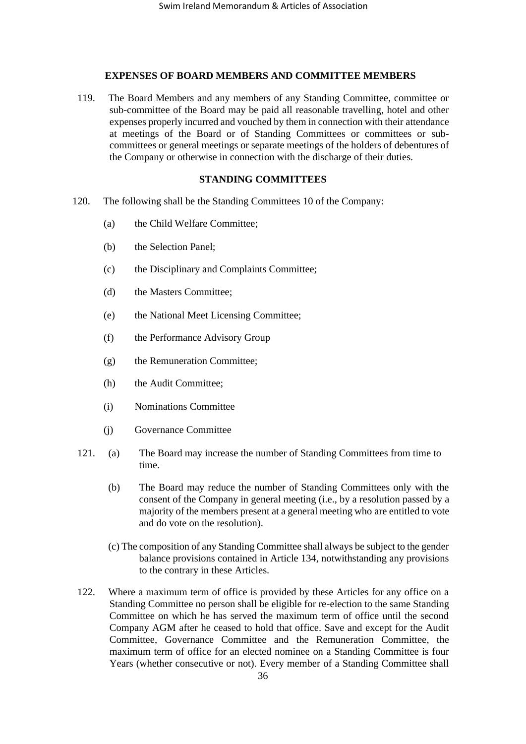## EXPENSES OF BOARD MEMBERS AND COMMITTEE MEMBERS

119. The Board Members and any members of any Standing Committee, committee or sub-committee of the Board may be paid all reasonable travelling, hotel and other expenses properly incurred and vouched by them in connection with their attendance at meetings of the Board or of Standing Committees or committees or sub-committees or general meetings or separate meetings of the holders of debentures of the Company or otherwise in connection with the discharge of their duties.

## STANDING COMMITTEES

120. The following shall be the Standing Committees 10 of the Company:

(a) the Child Welfare Committee;

(b) the Selection Panel;

(c) the Disciplinary and Complaints Committee;

(d) the Masters Committee;

(e) the National Meet Licensing Committee;

(f) the Performance Advisory Group

(g) the Remuneration Committee;

(h) the Audit Committee;

(i) Nominations Committee

(j) Governance Committee

121. (a) The Board may increase the number of Standing Committees from time to time.

(b) The Board may reduce the number of Standing Committees only with the consent of the Company in general meeting (i.e., by a resolution passed by a majority of the members present at a general meeting who are entitled to vote and do vote on the resolution).

(c) The composition of any Standing Committee shall always be subject to the gender balance provisions contained in Article 134, notwithstanding any provisions to the contrary in these Articles.

122. Where a maximum term of office is provided by these Articles for any office on a Standing Committee no person shall be eligible for re-election to the same Standing Committee on which he has served the maximum term of office until the second Company AGM after he ceased to hold that office. Save and except for the Audit Committee, Governance Committee and the Remuneration Committee, the maximum term of office for an elected nominee on a Standing Committee is four Years (whether consecutive or not). Every member of a Standing Committee shall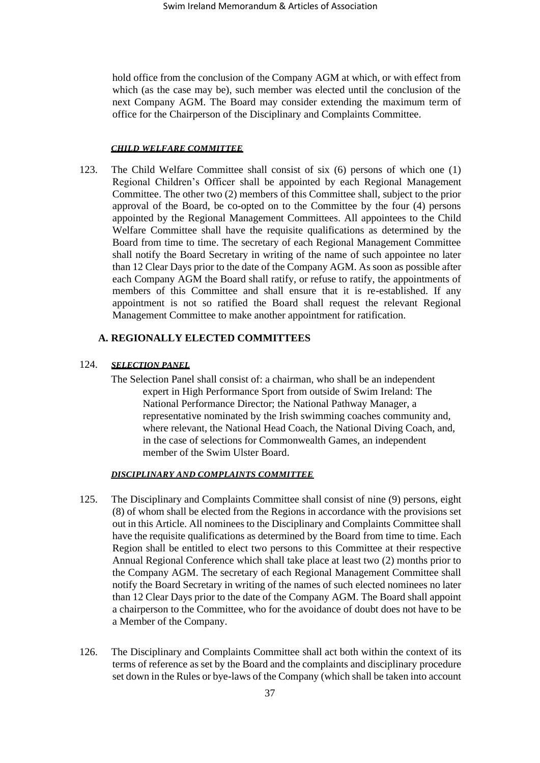hold office from the conclusion of the Company AGM at which, or with effect from which (as the case may be), such member was elected until the conclusion of the next Company AGM. The Board may consider extending the maximum term of office for the Chairperson of the Disciplinary and Complaints Committee.

***CHILD WELFARE COMMITTEE***

123. The Child Welfare Committee shall consist of six (6) persons of which one (1) Regional Children's Officer shall be appointed by each Regional Management Committee. The other two (2) members of this Committee shall, subject to the prior approval of the Board, be co-opted on to the Committee by the four (4) persons appointed by the Regional Management Committees. All appointees to the Child Welfare Committee shall have the requisite qualifications as determined by the Board from time to time. The secretary of each Regional Management Committee shall notify the Board Secretary in writing of the name of such appointee no later than 12 Clear Days prior to the date of the Company AGM. As soon as possible after each Company AGM the Board shall ratify, or refuse to ratify, the appointments of members of this Committee and shall ensure that it is re-established. If any appointment is not so ratified the Board shall request the relevant Regional Management Committee to make another appointment for ratification.

## A. REGIONALLY ELECTED COMMITTEES

124. ***SELECTION PANEL***

The Selection Panel shall consist of: a chairman, who shall be an independent expert in High Performance Sport from outside of Swim Ireland: The National Performance Director; the National Pathway Manager, a representative nominated by the Irish swimming coaches community and, where relevant, the National Head Coach, the National Diving Coach, and, in the case of selections for Commonwealth Games, an independent member of the Swim Ulster Board.

***DISCIPLINARY AND COMPLAINTS COMMITTEE***

125. The Disciplinary and Complaints Committee shall consist of nine (9) persons, eight (8) of whom shall be elected from the Regions in accordance with the provisions set out in this Article. All nominees to the Disciplinary and Complaints Committee shall have the requisite qualifications as determined by the Board from time to time. Each Region shall be entitled to elect two persons to this Committee at their respective Annual Regional Conference which shall take place at least two (2) months prior to the Company AGM. The secretary of each Regional Management Committee shall notify the Board Secretary in writing of the names of such elected nominees no later than 12 Clear Days prior to the date of the Company AGM. The Board shall appoint a chairperson to the Committee, who for the avoidance of doubt does not have to be a Member of the Company.

126. The Disciplinary and Complaints Committee shall act both within the context of its terms of reference as set by the Board and the complaints and disciplinary procedure set down in the Rules or bye-laws of the Company (which shall be taken into account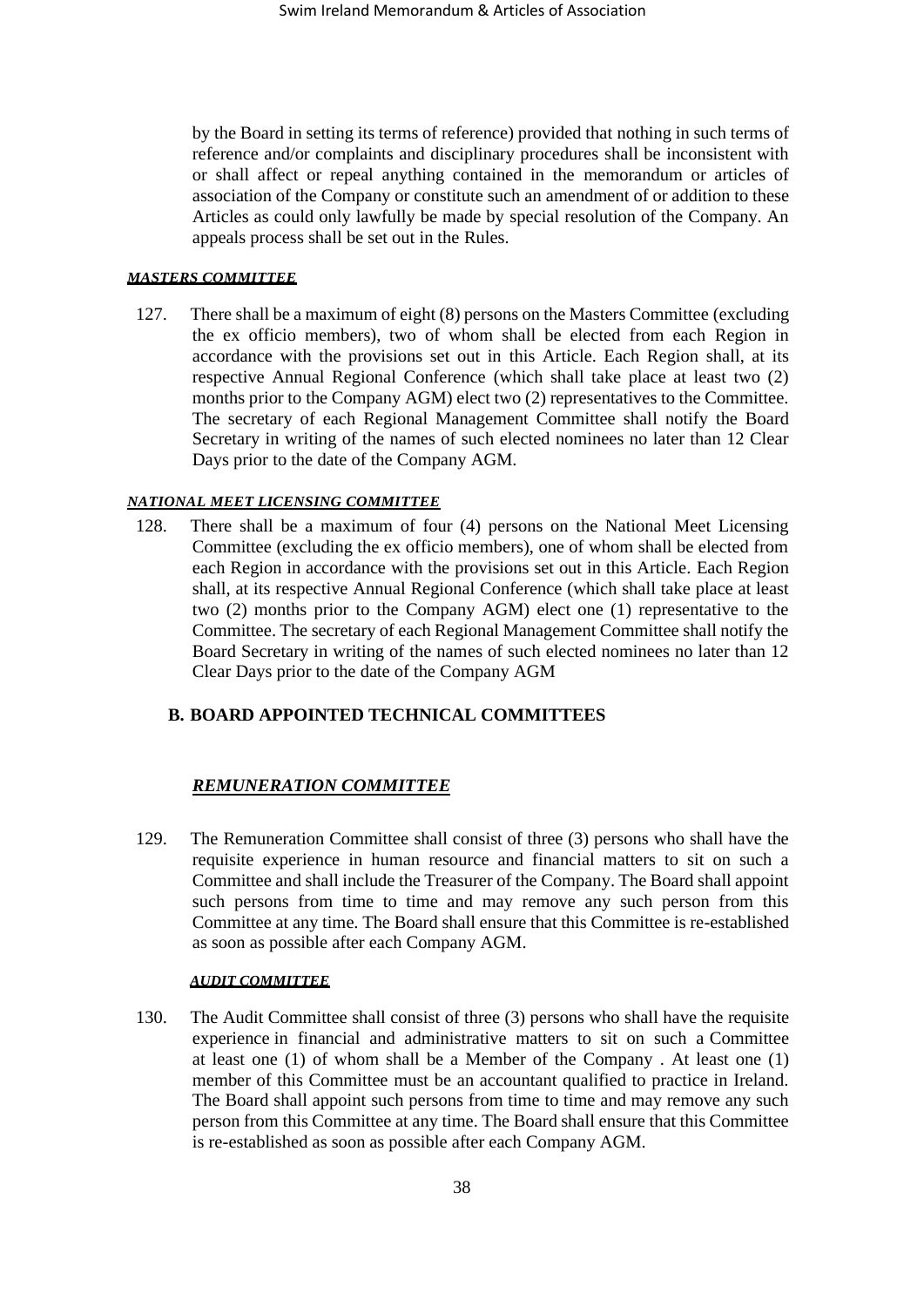by the Board in setting its terms of reference) provided that nothing in such terms of reference and/or complaints and disciplinary procedures shall be inconsistent with or shall affect or repeal anything contained in the memorandum or articles of association of the Company or constitute such an amendment of or addition to these Articles as could only lawfully be made by special resolution of the Company. An appeals process shall be set out in the Rules.

***MASTERS COMMITTEE***

127. There shall be a maximum of eight (8) persons on the Masters Committee (excluding the ex officio members), two of whom shall be elected from each Region in accordance with the provisions set out in this Article. Each Region shall, at its respective Annual Regional Conference (which shall take place at least two (2) months prior to the Company AGM) elect two (2) representatives to the Committee. The secretary of each Regional Management Committee shall notify the Board Secretary in writing of the names of such elected nominees no later than 12 Clear Days prior to the date of the Company AGM.

***NATIONAL MEET LICENSING COMMITTEE***

128. There shall be a maximum of four (4) persons on the National Meet Licensing Committee (excluding the ex officio members), one of whom shall be elected from each Region in accordance with the provisions set out in this Article. Each Region shall, at its respective Annual Regional Conference (which shall take place at least two (2) months prior to the Company AGM) elect one (1) representative to the Committee. The secretary of each Regional Management Committee shall notify the Board Secretary in writing of the names of such elected nominees no later than 12 Clear Days prior to the date of the Company AGM

## B. BOARD APPOINTED TECHNICAL COMMITTEES

### ***REMUNERATION COMMITTEE***

129. The Remuneration Committee shall consist of three (3) persons who shall have the requisite experience in human resource and financial matters to sit on such a Committee and shall include the Treasurer of the Company. The Board shall appoint such persons from time to time and may remove any such person from this Committee at any time. The Board shall ensure that this Committee is re-established as soon as possible after each Company AGM.

***AUDIT COMMITTEE***

130. The Audit Committee shall consist of three (3) persons who shall have the requisite experience in financial and administrative matters to sit on such a Committee at least one (1) of whom shall be a Member of the Company . At least one (1) member of this Committee must be an accountant qualified to practice in Ireland. The Board shall appoint such persons from time to time and may remove any such person from this Committee at any time. The Board shall ensure that this Committee is re-established as soon as possible after each Company AGM.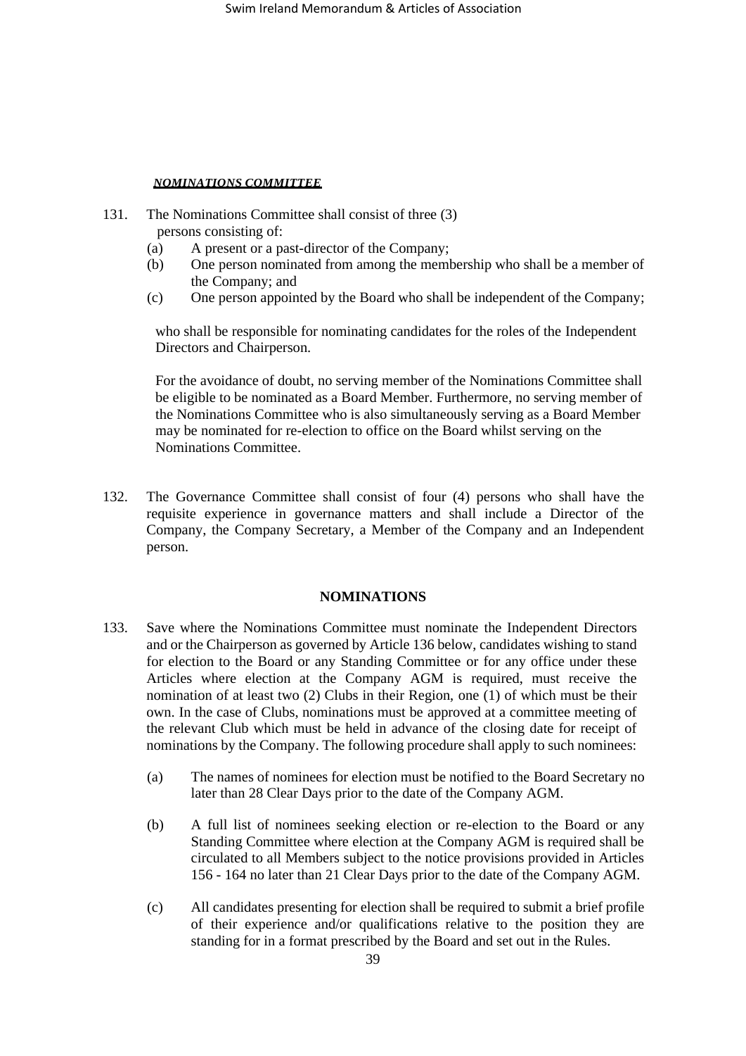***NOMINATIONS COMMITTEE***

131. The Nominations Committee shall consist of three (3) persons consisting of:

   (a) A present or a past-director of the Company;

   (b) One person nominated from among the membership who shall be a member of the Company; and

   (c) One person appointed by the Board who shall be independent of the Company;

   who shall be responsible for nominating candidates for the roles of the Independent Directors and Chairperson.

   For the avoidance of doubt, no serving member of the Nominations Committee shall be eligible to be nominated as a Board Member. Furthermore, no serving member of the Nominations Committee who is also simultaneously serving as a Board Member may be nominated for re-election to office on the Board whilst serving on the Nominations Committee.

132. The Governance Committee shall consist of four (4) persons who shall have the requisite experience in governance matters and shall include a Director of the Company, the Company Secretary, a Member of the Company and an Independent person.

**NOMINATIONS**

133. Save where the Nominations Committee must nominate the Independent Directors and or the Chairperson as governed by Article 136 below, candidates wishing to stand for election to the Board or any Standing Committee or for any office under these Articles where election at the Company AGM is required, must receive the nomination of at least two (2) Clubs in their Region, one (1) of which must be their own. In the case of Clubs, nominations must be approved at a committee meeting of the relevant Club which must be held in advance of the closing date for receipt of nominations by the Company. The following procedure shall apply to such nominees:

   (a) The names of nominees for election must be notified to the Board Secretary no later than 28 Clear Days prior to the date of the Company AGM.

   (b) A full list of nominees seeking election or re-election to the Board or any Standing Committee where election at the Company AGM is required shall be circulated to all Members subject to the notice provisions provided in Articles 156 - 164 no later than 21 Clear Days prior to the date of the Company AGM.

   (c) All candidates presenting for election shall be required to submit a brief profile of their experience and/or qualifications relative to the position they are standing for in a format prescribed by the Board and set out in the Rules.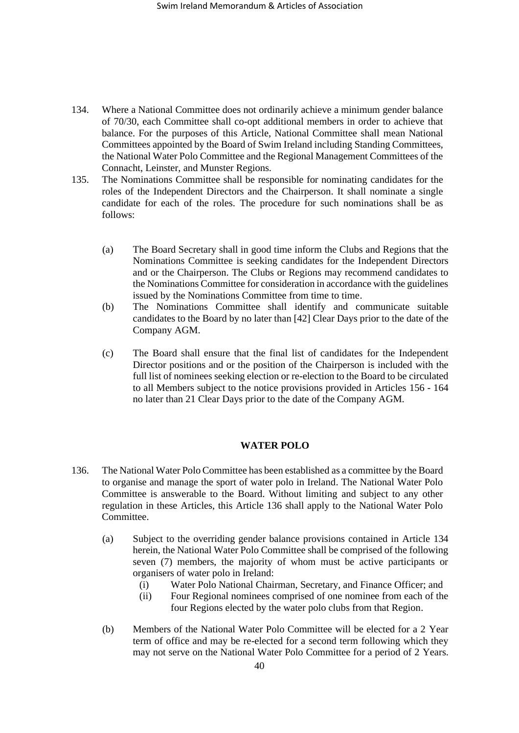134. Where a National Committee does not ordinarily achieve a minimum gender balance of 70/30, each Committee shall co-opt additional members in order to achieve that balance. For the purposes of this Article, National Committee shall mean National Committees appointed by the Board of Swim Ireland including Standing Committees, the National Water Polo Committee and the Regional Management Committees of the Connacht, Leinster, and Munster Regions.

135. The Nominations Committee shall be responsible for nominating candidates for the roles of the Independent Directors and the Chairperson. It shall nominate a single candidate for each of the roles. The procedure for such nominations shall be as follows:

    (a) The Board Secretary shall in good time inform the Clubs and Regions that the Nominations Committee is seeking candidates for the Independent Directors and or the Chairperson. The Clubs or Regions may recommend candidates to the Nominations Committee for consideration in accordance with the guidelines issued by the Nominations Committee from time to time.

    (b) The Nominations Committee shall identify and communicate suitable candidates to the Board by no later than [42] Clear Days prior to the date of the Company AGM.

    (c) The Board shall ensure that the final list of candidates for the Independent Director positions and or the position of the Chairperson is included with the full list of nominees seeking election or re-election to the Board to be circulated to all Members subject to the notice provisions provided in Articles 156 - 164 no later than 21 Clear Days prior to the date of the Company AGM.

**WATER POLO**

136. The National Water Polo Committee has been established as a committee by the Board to organise and manage the sport of water polo in Ireland. The National Water Polo Committee is answerable to the Board. Without limiting and subject to any other regulation in these Articles, this Article 136 shall apply to the National Water Polo Committee.

    (a) Subject to the overriding gender balance provisions contained in Article 134 herein, the National Water Polo Committee shall be comprised of the following seven (7) members, the majority of whom must be active participants or organisers of water polo in Ireland:

        (i) Water Polo National Chairman, Secretary, and Finance Officer; and

        (ii) Four Regional nominees comprised of one nominee from each of the four Regions elected by the water polo clubs from that Region.

    (b) Members of the National Water Polo Committee will be elected for a 2 Year term of office and may be re-elected for a second term following which they may not serve on the National Water Polo Committee for a period of 2 Years.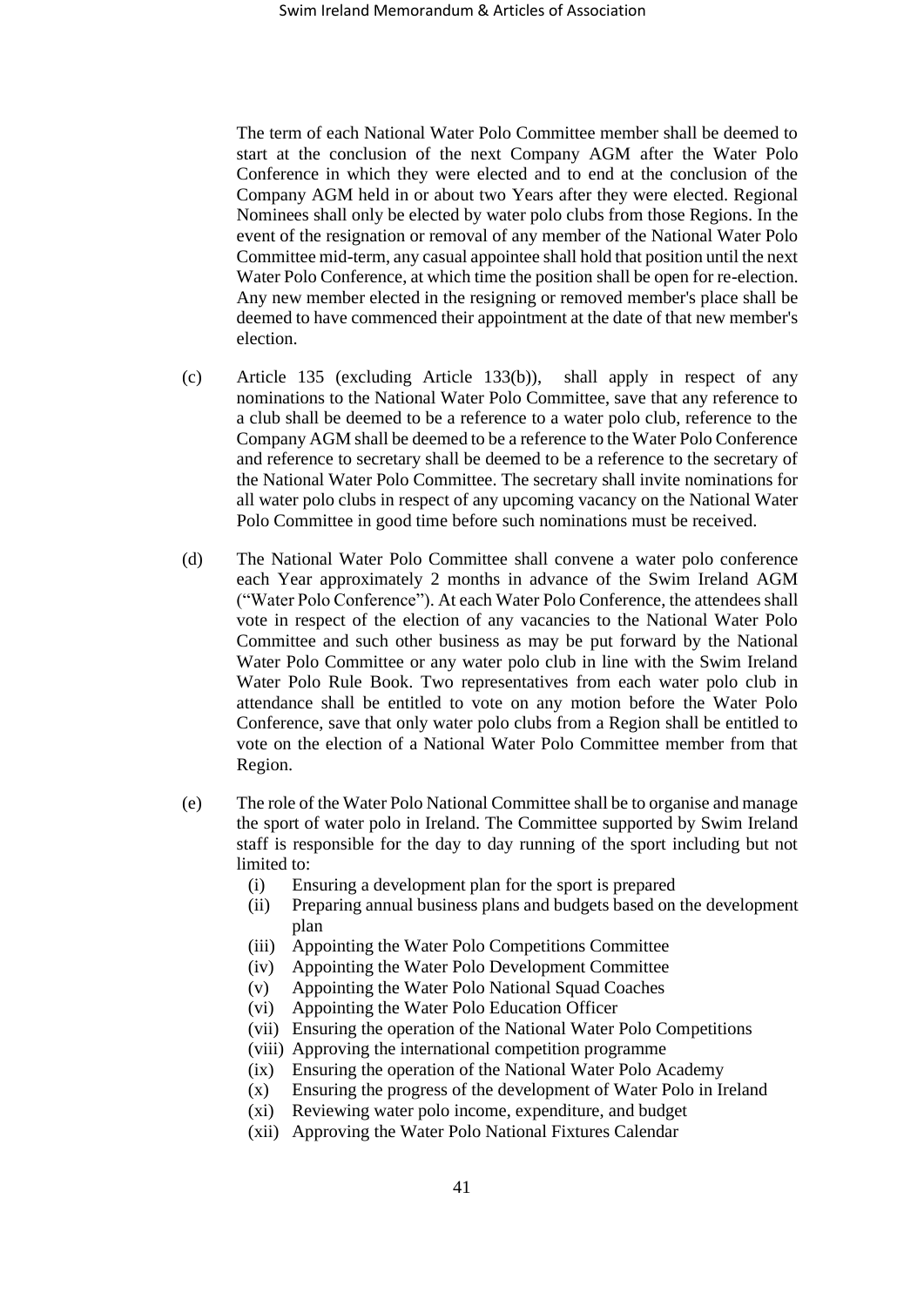The term of each National Water Polo Committee member shall be deemed to start at the conclusion of the next Company AGM after the Water Polo Conference in which they were elected and to end at the conclusion of the Company AGM held in or about two Years after they were elected. Regional Nominees shall only be elected by water polo clubs from those Regions. In the event of the resignation or removal of any member of the National Water Polo Committee mid-term, any casual appointee shall hold that position until the next Water Polo Conference, at which time the position shall be open for re-election. Any new member elected in the resigning or removed member's place shall be deemed to have commenced their appointment at the date of that new member's election.

(c) Article 135 (excluding Article 133(b)), shall apply in respect of any nominations to the National Water Polo Committee, save that any reference to a club shall be deemed to be a reference to a water polo club, reference to the Company AGM shall be deemed to be a reference to the Water Polo Conference and reference to secretary shall be deemed to be a reference to the secretary of the National Water Polo Committee. The secretary shall invite nominations for all water polo clubs in respect of any upcoming vacancy on the National Water Polo Committee in good time before such nominations must be received.

(d) The National Water Polo Committee shall convene a water polo conference each Year approximately 2 months in advance of the Swim Ireland AGM ("Water Polo Conference"). At each Water Polo Conference, the attendees shall vote in respect of the election of any vacancies to the National Water Polo Committee and such other business as may be put forward by the National Water Polo Committee or any water polo club in line with the Swim Ireland Water Polo Rule Book. Two representatives from each water polo club in attendance shall be entitled to vote on any motion before the Water Polo Conference, save that only water polo clubs from a Region shall be entitled to vote on the election of a National Water Polo Committee member from that Region.

(e) The role of the Water Polo National Committee shall be to organise and manage the sport of water polo in Ireland. The Committee supported by Swim Ireland staff is responsible for the day to day running of the sport including but not limited to:

   (i) Ensuring a development plan for the sport is prepared
   (ii) Preparing annual business plans and budgets based on the development plan
   (iii) Appointing the Water Polo Competitions Committee
   (iv) Appointing the Water Polo Development Committee
   (v) Appointing the Water Polo National Squad Coaches
   (vi) Appointing the Water Polo Education Officer
   (vii) Ensuring the operation of the National Water Polo Competitions
   (viii) Approving the international competition programme
   (ix) Ensuring the operation of the National Water Polo Academy
   (x) Ensuring the progress of the development of Water Polo in Ireland
   (xi) Reviewing water polo income, expenditure, and budget
   (xii) Approving the Water Polo National Fixtures Calendar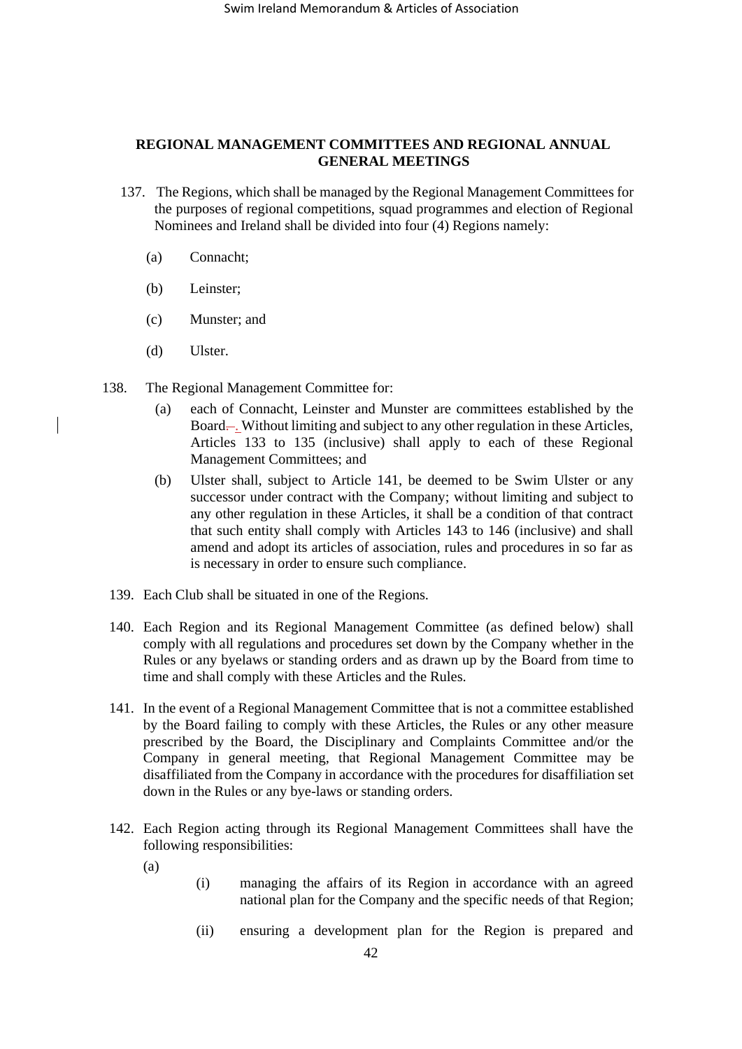## REGIONAL MANAGEMENT COMMITTEES AND REGIONAL ANNUAL GENERAL MEETINGS

137. The Regions, which shall be managed by the Regional Management Committees for the purposes of regional competitions, squad programmes and election of Regional Nominees and Ireland shall be divided into four (4) Regions namely:

   (a) Connacht;

   (b) Leinster;

   (c) Munster; and

   (d) Ulster.

138. The Regional Management Committee for:

   (a) each of Connacht, Leinster and Munster are committees established by the Board. Without limiting and subject to any other regulation in these Articles, Articles 133 to 135 (inclusive) shall apply to each of these Regional Management Committees; and

   (b) Ulster shall, subject to Article 141, be deemed to be Swim Ulster or any successor under contract with the Company; without limiting and subject to any other regulation in these Articles, it shall be a condition of that contract that such entity shall comply with Articles 143 to 146 (inclusive) and shall amend and adopt its articles of association, rules and procedures in so far as is necessary in order to ensure such compliance.

139. Each Club shall be situated in one of the Regions.

140. Each Region and its Regional Management Committee (as defined below) shall comply with all regulations and procedures set down by the Company whether in the Rules or any byelaws or standing orders and as drawn up by the Board from time to time and shall comply with these Articles and the Rules.

141. In the event of a Regional Management Committee that is not a committee established by the Board failing to comply with these Articles, the Rules or any other measure prescribed by the Board, the Disciplinary and Complaints Committee and/or the Company in general meeting, that Regional Management Committee may be disaffiliated from the Company in accordance with the procedures for disaffiliation set down in the Rules or any bye-laws or standing orders.

142. Each Region acting through its Regional Management Committees shall have the following responsibilities:

   (a)

      (i) managing the affairs of its Region in accordance with an agreed national plan for the Company and the specific needs of that Region;

      (ii) ensuring a development plan for the Region is prepared and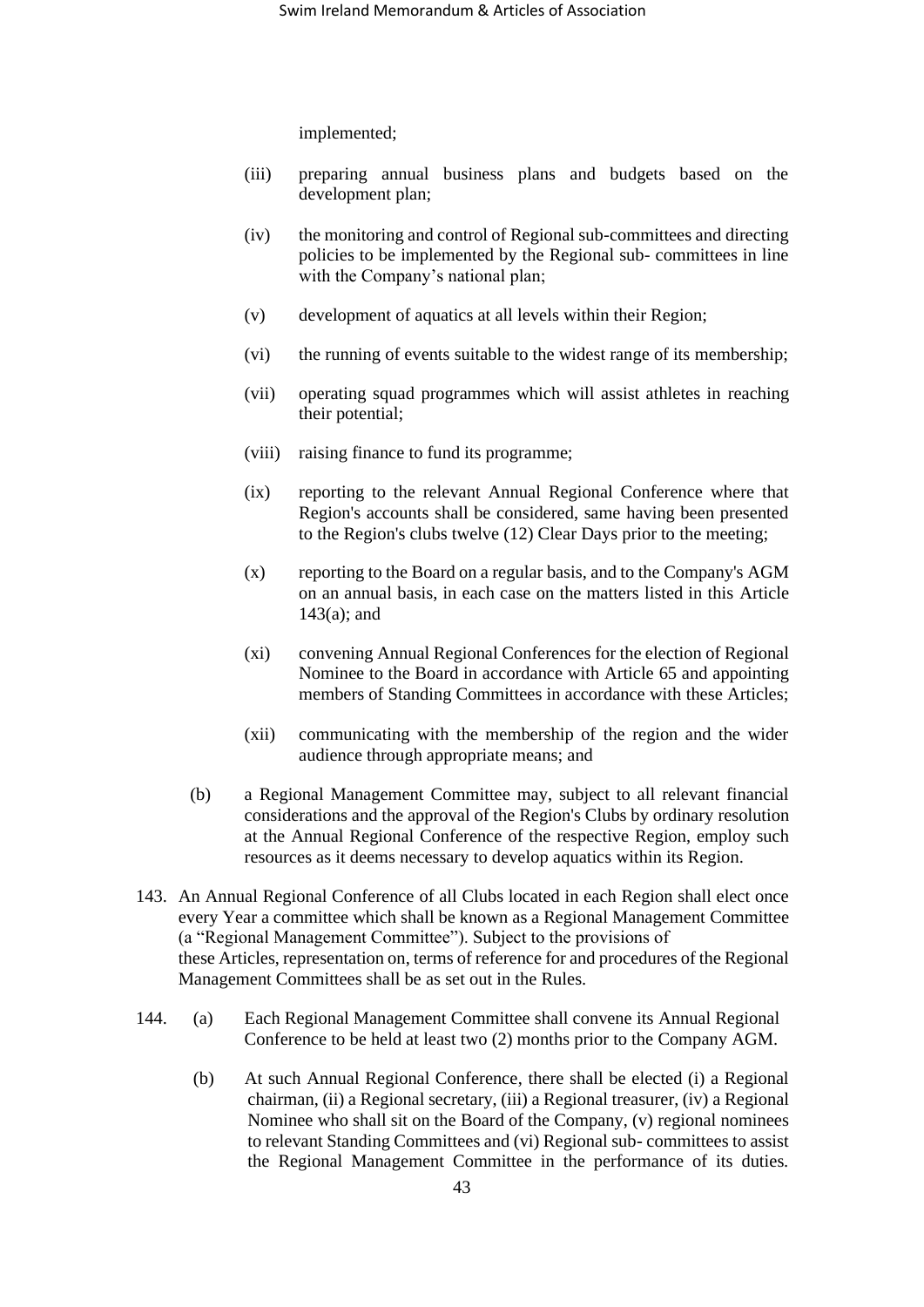implemented;

(iii) preparing annual business plans and budgets based on the development plan;

(iv) the monitoring and control of Regional sub-committees and directing policies to be implemented by the Regional sub- committees in line with the Company's national plan;

(v) development of aquatics at all levels within their Region;

(vi) the running of events suitable to the widest range of its membership;

(vii) operating squad programmes which will assist athletes in reaching their potential;

(viii) raising finance to fund its programme;

(ix) reporting to the relevant Annual Regional Conference where that Region's accounts shall be considered, same having been presented to the Region's clubs twelve (12) Clear Days prior to the meeting;

(x) reporting to the Board on a regular basis, and to the Company's AGM on an annual basis, in each case on the matters listed in this Article 143(a); and

(xi) convening Annual Regional Conferences for the election of Regional Nominee to the Board in accordance with Article 65 and appointing members of Standing Committees in accordance with these Articles;

(xii) communicating with the membership of the region and the wider audience through appropriate means; and

(b) a Regional Management Committee may, subject to all relevant financial considerations and the approval of the Region's Clubs by ordinary resolution at the Annual Regional Conference of the respective Region, employ such resources as it deems necessary to develop aquatics within its Region.

143. An Annual Regional Conference of all Clubs located in each Region shall elect once every Year a committee which shall be known as a Regional Management Committee (a "Regional Management Committee"). Subject to the provisions of these Articles, representation on, terms of reference for and procedures of the Regional Management Committees shall be as set out in the Rules.

144. (a) Each Regional Management Committee shall convene its Annual Regional Conference to be held at least two (2) months prior to the Company AGM.

(b) At such Annual Regional Conference, there shall be elected (i) a Regional chairman, (ii) a Regional secretary, (iii) a Regional treasurer, (iv) a Regional Nominee who shall sit on the Board of the Company, (v) regional nominees to relevant Standing Committees and (vi) Regional sub- committees to assist the Regional Management Committee in the performance of its duties.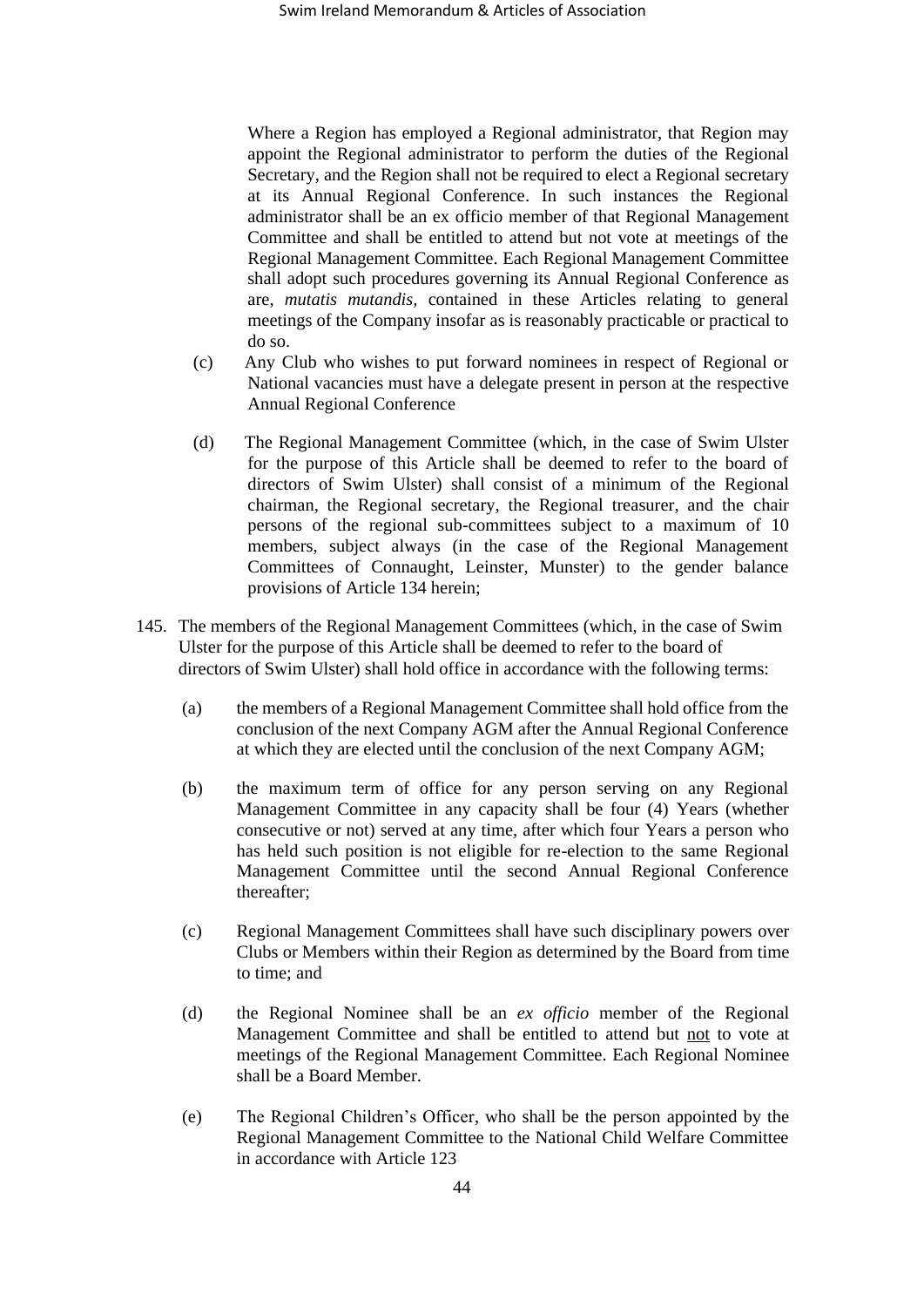Where a Region has employed a Regional administrator, that Region may appoint the Regional administrator to perform the duties of the Regional Secretary, and the Region shall not be required to elect a Regional secretary at its Annual Regional Conference. In such instances the Regional administrator shall be an ex officio member of that Regional Management Committee and shall be entitled to attend but not vote at meetings of the Regional Management Committee. Each Regional Management Committee shall adopt such procedures governing its Annual Regional Conference as are, *mutatis mutandis*, contained in these Articles relating to general meetings of the Company insofar as is reasonably practicable or practical to do so.

(c) Any Club who wishes to put forward nominees in respect of Regional or National vacancies must have a delegate present in person at the respective Annual Regional Conference

(d) The Regional Management Committee (which, in the case of Swim Ulster for the purpose of this Article shall be deemed to refer to the board of directors of Swim Ulster) shall consist of a minimum of the Regional chairman, the Regional secretary, the Regional treasurer, and the chair persons of the regional sub-committees subject to a maximum of 10 members, subject always (in the case of the Regional Management Committees of Connaught, Leinster, Munster) to the gender balance provisions of Article 134 herein;

145. The members of the Regional Management Committees (which, in the case of Swim Ulster for the purpose of this Article shall be deemed to refer to the board of directors of Swim Ulster) shall hold office in accordance with the following terms:

(a) the members of a Regional Management Committee shall hold office from the conclusion of the next Company AGM after the Annual Regional Conference at which they are elected until the conclusion of the next Company AGM;

(b) the maximum term of office for any person serving on any Regional Management Committee in any capacity shall be four (4) Years (whether consecutive or not) served at any time, after which four Years a person who has held such position is not eligible for re-election to the same Regional Management Committee until the second Annual Regional Conference thereafter;

(c) Regional Management Committees shall have such disciplinary powers over Clubs or Members within their Region as determined by the Board from time to time; and

(d) the Regional Nominee shall be an *ex officio* member of the Regional Management Committee and shall be entitled to attend but not to vote at meetings of the Regional Management Committee. Each Regional Nominee shall be a Board Member.

(e) The Regional Children's Officer, who shall be the person appointed by the Regional Management Committee to the National Child Welfare Committee in accordance with Article 123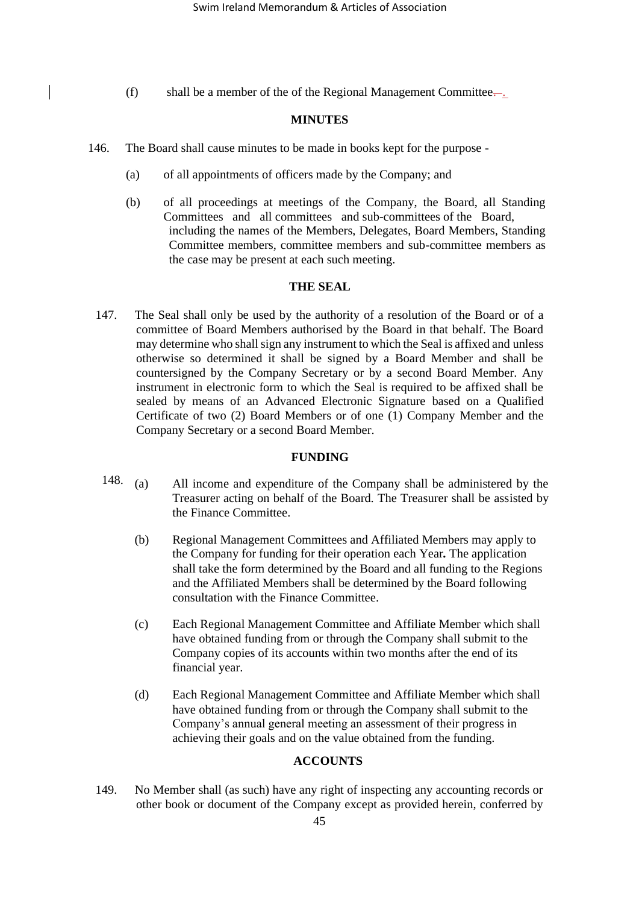(f) shall be a member of the of the Regional Management Committee.

## MINUTES

146. The Board shall cause minutes to be made in books kept for the purpose -

 (a) of all appointments of officers made by the Company; and

 (b) of all proceedings at meetings of the Company, the Board, all Standing Committees and all committees and sub-committees of the Board, including the names of the Members, Delegates, Board Members, Standing Committee members, committee members and sub-committee members as the case may be present at each such meeting.

## THE SEAL

147. The Seal shall only be used by the authority of a resolution of the Board or of a committee of Board Members authorised by the Board in that behalf. The Board may determine who shall sign any instrument to which the Seal is affixed and unless otherwise so determined it shall be signed by a Board Member and shall be countersigned by the Company Secretary or by a second Board Member. Any instrument in electronic form to which the Seal is required to be affixed shall be sealed by means of an Advanced Electronic Signature based on a Qualified Certificate of two (2) Board Members or of one (1) Company Member and the Company Secretary or a second Board Member.

## FUNDING

148. (a) All income and expenditure of the Company shall be administered by the Treasurer acting on behalf of the Board. The Treasurer shall be assisted by the Finance Committee.

 (b) Regional Management Committees and Affiliated Members may apply to the Company for funding for their operation each Year**.** The application shall take the form determined by the Board and all funding to the Regions and the Affiliated Members shall be determined by the Board following consultation with the Finance Committee.

 (c) Each Regional Management Committee and Affiliate Member which shall have obtained funding from or through the Company shall submit to the Company copies of its accounts within two months after the end of its financial year.

 (d) Each Regional Management Committee and Affiliate Member which shall have obtained funding from or through the Company shall submit to the Company's annual general meeting an assessment of their progress in achieving their goals and on the value obtained from the funding.

## ACCOUNTS

149. No Member shall (as such) have any right of inspecting any accounting records or other book or document of the Company except as provided herein, conferred by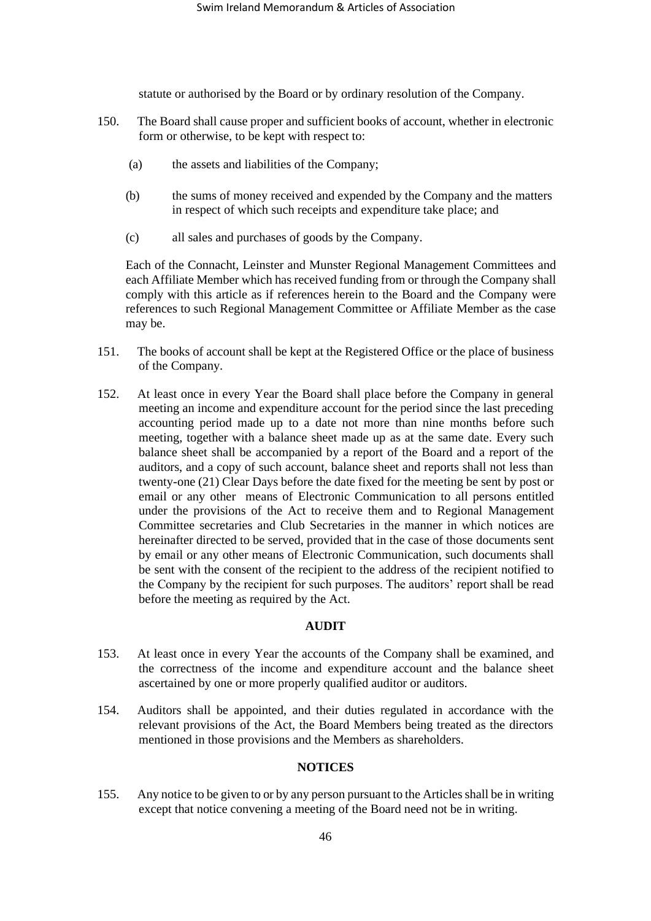statute or authorised by the Board or by ordinary resolution of the Company.

150. The Board shall cause proper and sufficient books of account, whether in electronic form or otherwise, to be kept with respect to:

   (a) the assets and liabilities of the Company;

   (b) the sums of money received and expended by the Company and the matters in respect of which such receipts and expenditure take place; and

   (c) all sales and purchases of goods by the Company.

   Each of the Connacht, Leinster and Munster Regional Management Committees and each Affiliate Member which has received funding from or through the Company shall comply with this article as if references herein to the Board and the Company were references to such Regional Management Committee or Affiliate Member as the case may be.

151. The books of account shall be kept at the Registered Office or the place of business of the Company.

152. At least once in every Year the Board shall place before the Company in general meeting an income and expenditure account for the period since the last preceding accounting period made up to a date not more than nine months before such meeting, together with a balance sheet made up as at the same date. Every such balance sheet shall be accompanied by a report of the Board and a report of the auditors, and a copy of such account, balance sheet and reports shall not less than twenty-one (21) Clear Days before the date fixed for the meeting be sent by post or email or any other means of Electronic Communication to all persons entitled under the provisions of the Act to receive them and to Regional Management Committee secretaries and Club Secretaries in the manner in which notices are hereinafter directed to be served, provided that in the case of those documents sent by email or any other means of Electronic Communication, such documents shall be sent with the consent of the recipient to the address of the recipient notified to the Company by the recipient for such purposes. The auditors' report shall be read before the meeting as required by the Act.

**AUDIT**

153. At least once in every Year the accounts of the Company shall be examined, and the correctness of the income and expenditure account and the balance sheet ascertained by one or more properly qualified auditor or auditors.

154. Auditors shall be appointed, and their duties regulated in accordance with the relevant provisions of the Act, the Board Members being treated as the directors mentioned in those provisions and the Members as shareholders.

**NOTICES**

155. Any notice to be given to or by any person pursuant to the Articles shall be in writing except that notice convening a meeting of the Board need not be in writing.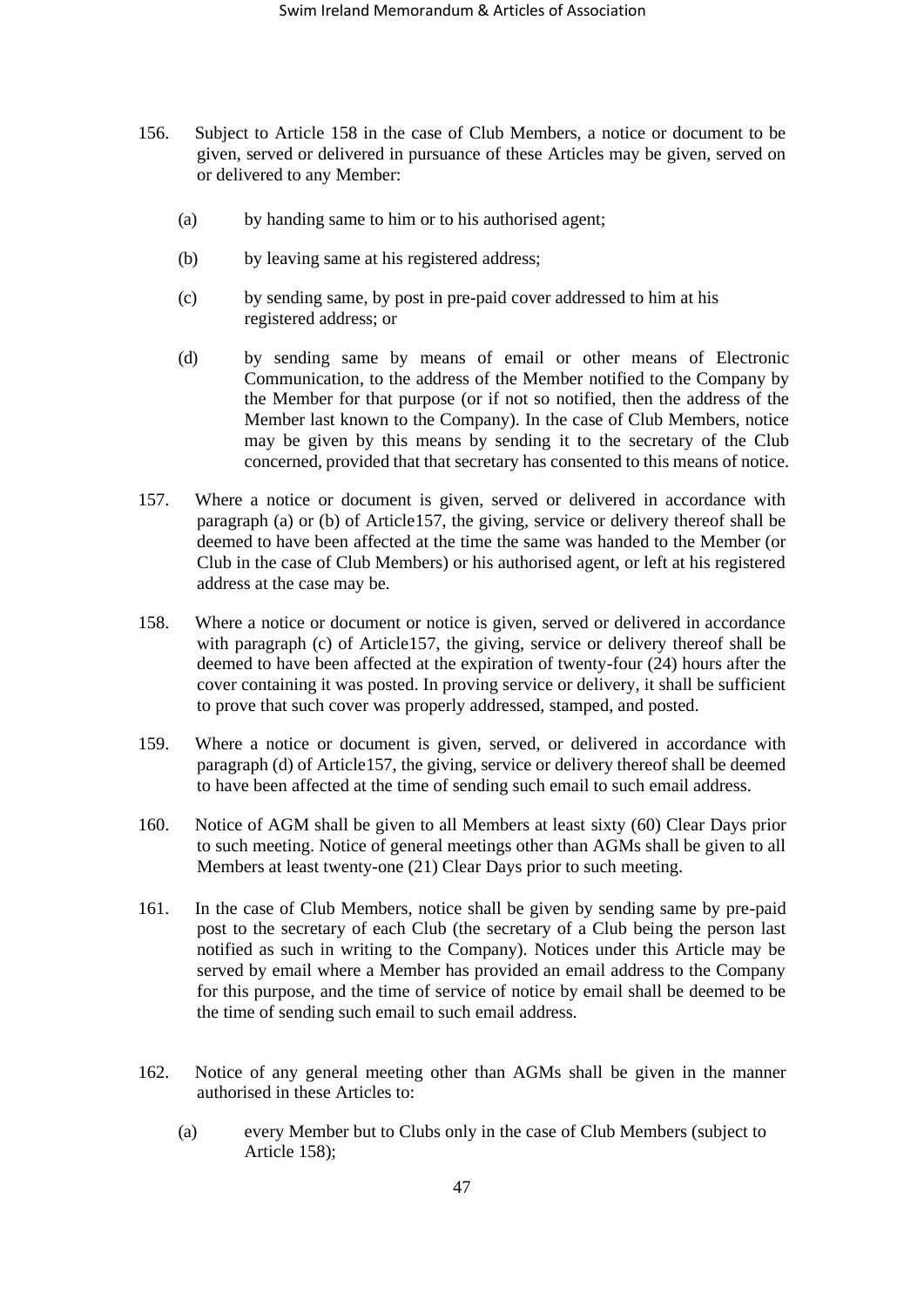156. Subject to Article 158 in the case of Club Members, a notice or document to be given, served or delivered in pursuance of these Articles may be given, served on or delivered to any Member:

   (a) by handing same to him or to his authorised agent;

   (b) by leaving same at his registered address;

   (c) by sending same, by post in pre-paid cover addressed to him at his registered address; or

   (d) by sending same by means of email or other means of Electronic Communication, to the address of the Member notified to the Company by the Member for that purpose (or if not so notified, then the address of the Member last known to the Company). In the case of Club Members, notice may be given by this means by sending it to the secretary of the Club concerned, provided that that secretary has consented to this means of notice.

157. Where a notice or document is given, served or delivered in accordance with paragraph (a) or (b) of Article157, the giving, service or delivery thereof shall be deemed to have been affected at the time the same was handed to the Member (or Club in the case of Club Members) or his authorised agent, or left at his registered address at the case may be.

158. Where a notice or document or notice is given, served or delivered in accordance with paragraph (c) of Article157, the giving, service or delivery thereof shall be deemed to have been affected at the expiration of twenty-four (24) hours after the cover containing it was posted. In proving service or delivery, it shall be sufficient to prove that such cover was properly addressed, stamped, and posted.

159. Where a notice or document is given, served, or delivered in accordance with paragraph (d) of Article157, the giving, service or delivery thereof shall be deemed to have been affected at the time of sending such email to such email address.

160. Notice of AGM shall be given to all Members at least sixty (60) Clear Days prior to such meeting. Notice of general meetings other than AGMs shall be given to all Members at least twenty-one (21) Clear Days prior to such meeting.

161. In the case of Club Members, notice shall be given by sending same by pre-paid post to the secretary of each Club (the secretary of a Club being the person last notified as such in writing to the Company). Notices under this Article may be served by email where a Member has provided an email address to the Company for this purpose, and the time of service of notice by email shall be deemed to be the time of sending such email to such email address.

162. Notice of any general meeting other than AGMs shall be given in the manner authorised in these Articles to:

   (a) every Member but to Clubs only in the case of Club Members (subject to Article 158);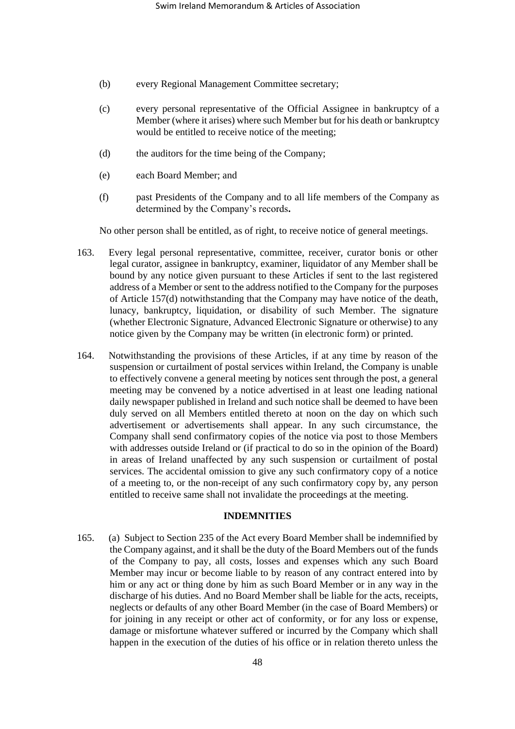(b) every Regional Management Committee secretary;

(c) every personal representative of the Official Assignee in bankruptcy of a Member (where it arises) where such Member but for his death or bankruptcy would be entitled to receive notice of the meeting;

(d) the auditors for the time being of the Company;

(e) each Board Member; and

(f) past Presidents of the Company and to all life members of the Company as determined by the Company's records**.**

No other person shall be entitled, as of right, to receive notice of general meetings.

163. Every legal personal representative, committee, receiver, curator bonis or other legal curator, assignee in bankruptcy, examiner, liquidator of any Member shall be bound by any notice given pursuant to these Articles if sent to the last registered address of a Member or sent to the address notified to the Company for the purposes of Article 157(d) notwithstanding that the Company may have notice of the death, lunacy, bankruptcy, liquidation, or disability of such Member. The signature (whether Electronic Signature, Advanced Electronic Signature or otherwise) to any notice given by the Company may be written (in electronic form) or printed.

164. Notwithstanding the provisions of these Articles, if at any time by reason of the suspension or curtailment of postal services within Ireland, the Company is unable to effectively convene a general meeting by notices sent through the post, a general meeting may be convened by a notice advertised in at least one leading national daily newspaper published in Ireland and such notice shall be deemed to have been duly served on all Members entitled thereto at noon on the day on which such advertisement or advertisements shall appear. In any such circumstance, the Company shall send confirmatory copies of the notice via post to those Members with addresses outside Ireland or (if practical to do so in the opinion of the Board) in areas of Ireland unaffected by any such suspension or curtailment of postal services. The accidental omission to give any such confirmatory copy of a notice of a meeting to, or the non-receipt of any such confirmatory copy by, any person entitled to receive same shall not invalidate the proceedings at the meeting.

**INDEMNITIES**

165. (a) Subject to Section 235 of the Act every Board Member shall be indemnified by the Company against, and it shall be the duty of the Board Members out of the funds of the Company to pay, all costs, losses and expenses which any such Board Member may incur or become liable to by reason of any contract entered into by him or any act or thing done by him as such Board Member or in any way in the discharge of his duties. And no Board Member shall be liable for the acts, receipts, neglects or defaults of any other Board Member (in the case of Board Members) or for joining in any receipt or other act of conformity, or for any loss or expense, damage or misfortune whatever suffered or incurred by the Company which shall happen in the execution of the duties of his office or in relation thereto unless the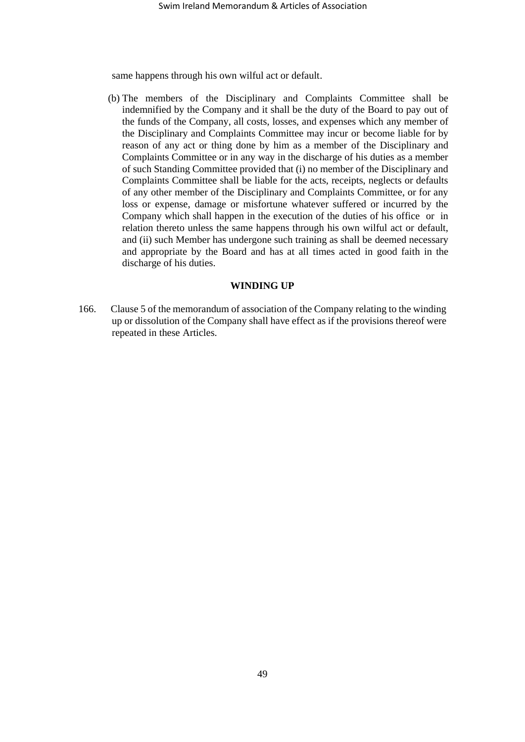same happens through his own wilful act or default.

(b) The members of the Disciplinary and Complaints Committee shall be indemnified by the Company and it shall be the duty of the Board to pay out of the funds of the Company, all costs, losses, and expenses which any member of the Disciplinary and Complaints Committee may incur or become liable for by reason of any act or thing done by him as a member of the Disciplinary and Complaints Committee or in any way in the discharge of his duties as a member of such Standing Committee provided that (i) no member of the Disciplinary and Complaints Committee shall be liable for the acts, receipts, neglects or defaults of any other member of the Disciplinary and Complaints Committee, or for any loss or expense, damage or misfortune whatever suffered or incurred by the Company which shall happen in the execution of the duties of his office or in relation thereto unless the same happens through his own wilful act or default, and (ii) such Member has undergone such training as shall be deemed necessary and appropriate by the Board and has at all times acted in good faith in the discharge of his duties.

## WINDING UP

166. Clause 5 of the memorandum of association of the Company relating to the winding up or dissolution of the Company shall have effect as if the provisions thereof were repeated in these Articles.